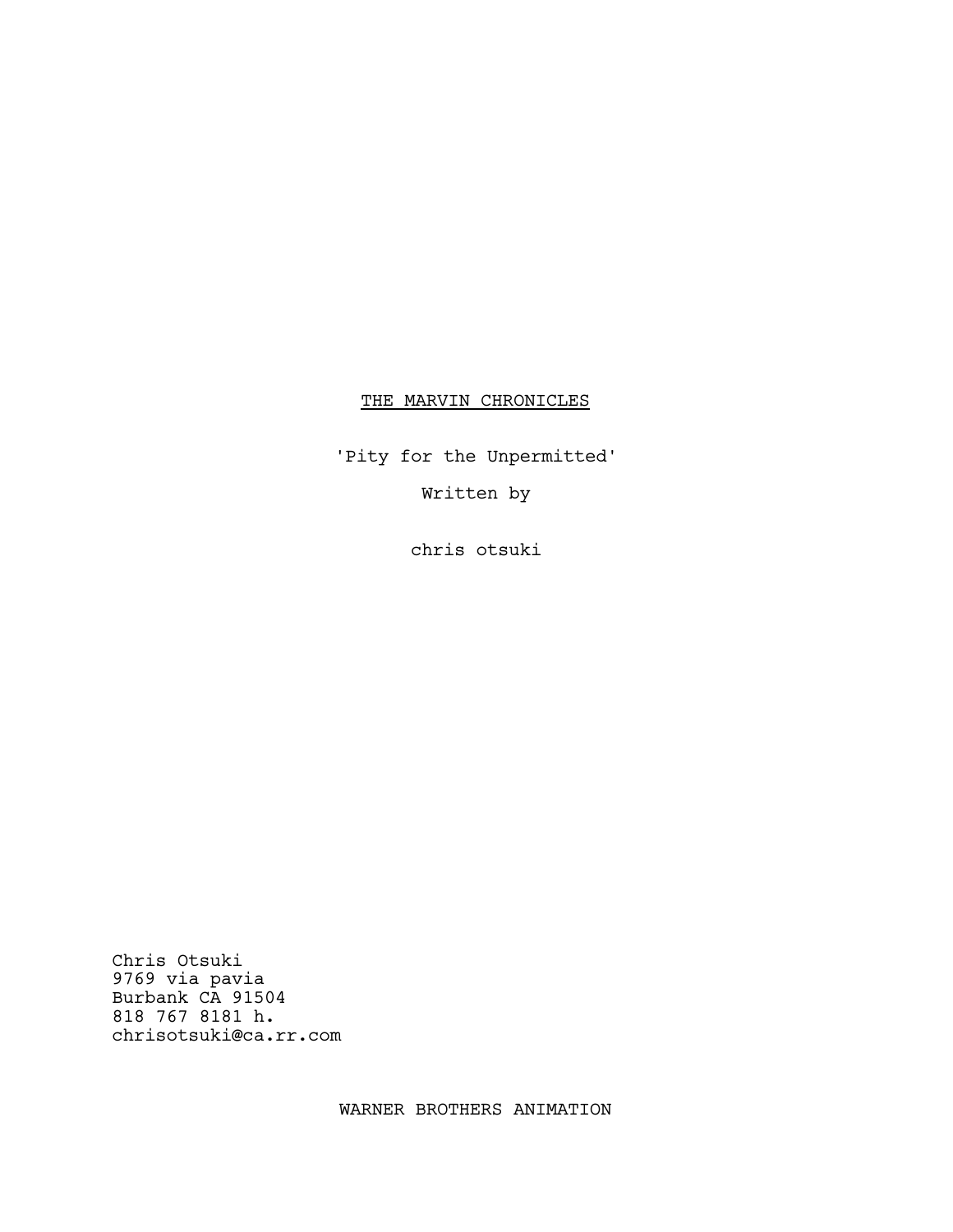THE MARVIN CHRONICLES

'Pity for the Unpermitted'

Written by

chris otsuki

Chris Otsuki
9769 via pavia
Burbank CA 91504
818 767 8181 h.
chrisotsuki@ca.rr.com

WARNER BROTHERS ANIMATION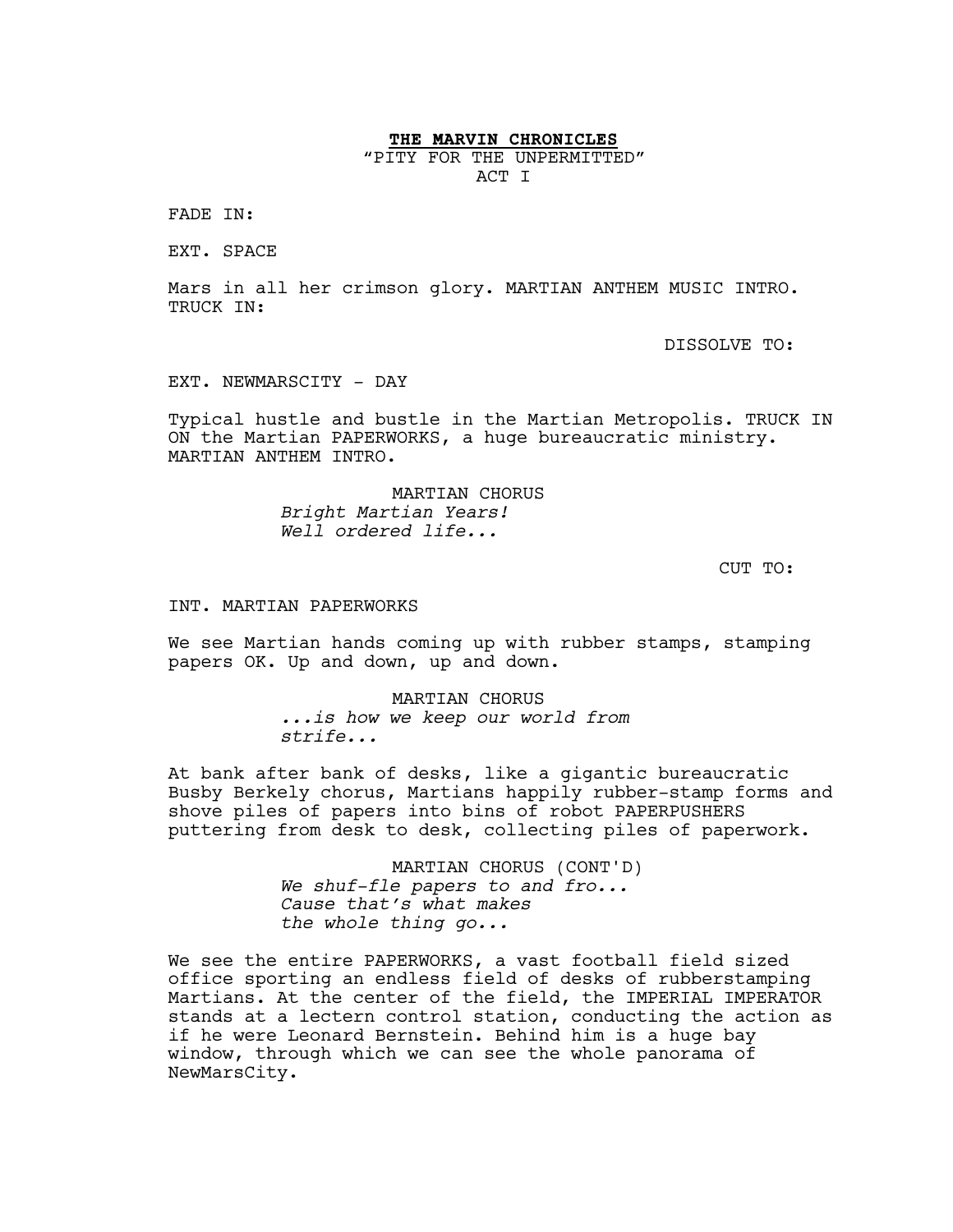**THE MARVIN CHRONICLES**

"PITY FOR THE UNPERMITTED"

ACT I

FADE IN:

EXT. SPACE

Mars in all her crimson glory. MARTIAN ANTHEM MUSIC INTRO. TRUCK IN:

DISSOLVE TO:

EXT. NEWMARSCITY - DAY

Typical hustle and bustle in the Martian Metropolis. TRUCK IN ON the Martian PAPERWORKS, a huge bureaucratic ministry. MARTIAN ANTHEM INTRO.

MARTIAN CHORUS

*Bright Martian Years!*
*Well ordered life...*

CUT TO:

INT. MARTIAN PAPERWORKS

We see Martian hands coming up with rubber stamps, stamping papers OK. Up and down, up and down.

MARTIAN CHORUS

*...is how we keep our world from strife...*

At bank after bank of desks, like a gigantic bureaucratic Busby Berkely chorus, Martians happily rubber-stamp forms and shove piles of papers into bins of robot PAPERPUSHERS puttering from desk to desk, collecting piles of paperwork.

MARTIAN CHORUS (CONT'D)

*We shuf-fle papers to and fro...*
*Cause that's what makes*
*the whole thing go...*

We see the entire PAPERWORKS, a vast football field sized office sporting an endless field of desks of rubberstamping Martians. At the center of the field, the IMPERIAL IMPERATOR stands at a lectern control station, conducting the action as if he were Leonard Bernstein. Behind him is a huge bay window, through which we can see the whole panorama of NewMarsCity.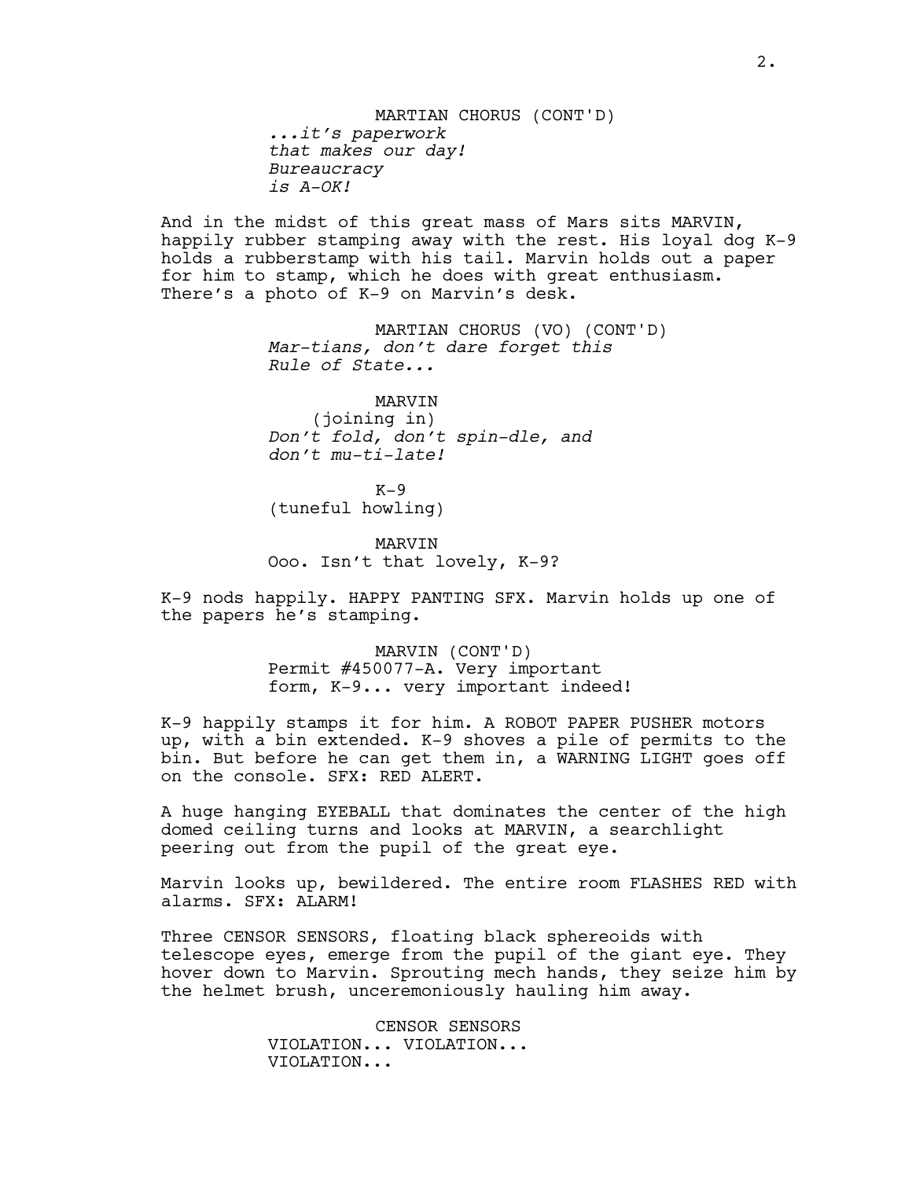MARTIAN CHORUS (CONT'D)
*...it's paperwork*
*that makes our day!*
*Bureaucracy*
*is A-OK!*

And in the midst of this great mass of Mars sits MARVIN, happily rubber stamping away with the rest. His loyal dog K-9 holds a rubberstamp with his tail. Marvin holds out a paper for him to stamp, which he does with great enthusiasm. There's a photo of K-9 on Marvin's desk.

MARTIAN CHORUS (VO) (CONT'D)
*Mar-tians, don't dare forget this*
*Rule of State...*

MARVIN
(joining in)
*Don't fold, don't spin-dle, and*
*don't mu-ti-late!*

K-9
(tuneful howling)

MARVIN
Ooo. Isn't that lovely, K-9?

K-9 nods happily. HAPPY PANTING SFX. Marvin holds up one of the papers he's stamping.

MARVIN (CONT'D)
Permit #450077-A. Very important form, K-9... very important indeed!

K-9 happily stamps it for him. A ROBOT PAPER PUSHER motors up, with a bin extended. K-9 shoves a pile of permits to the bin. But before he can get them in, a WARNING LIGHT goes off on the console. SFX: RED ALERT.

A huge hanging EYEBALL that dominates the center of the high domed ceiling turns and looks at MARVIN, a searchlight peering out from the pupil of the great eye.

Marvin looks up, bewildered. The entire room FLASHES RED with alarms. SFX: ALARM!

Three CENSOR SENSORS, floating black sphereoids with telescope eyes, emerge from the pupil of the giant eye. They hover down to Marvin. Sprouting mech hands, they seize him by the helmet brush, unceremoniously hauling him away.

CENSOR SENSORS
VIOLATION... VIOLATION...
VIOLATION...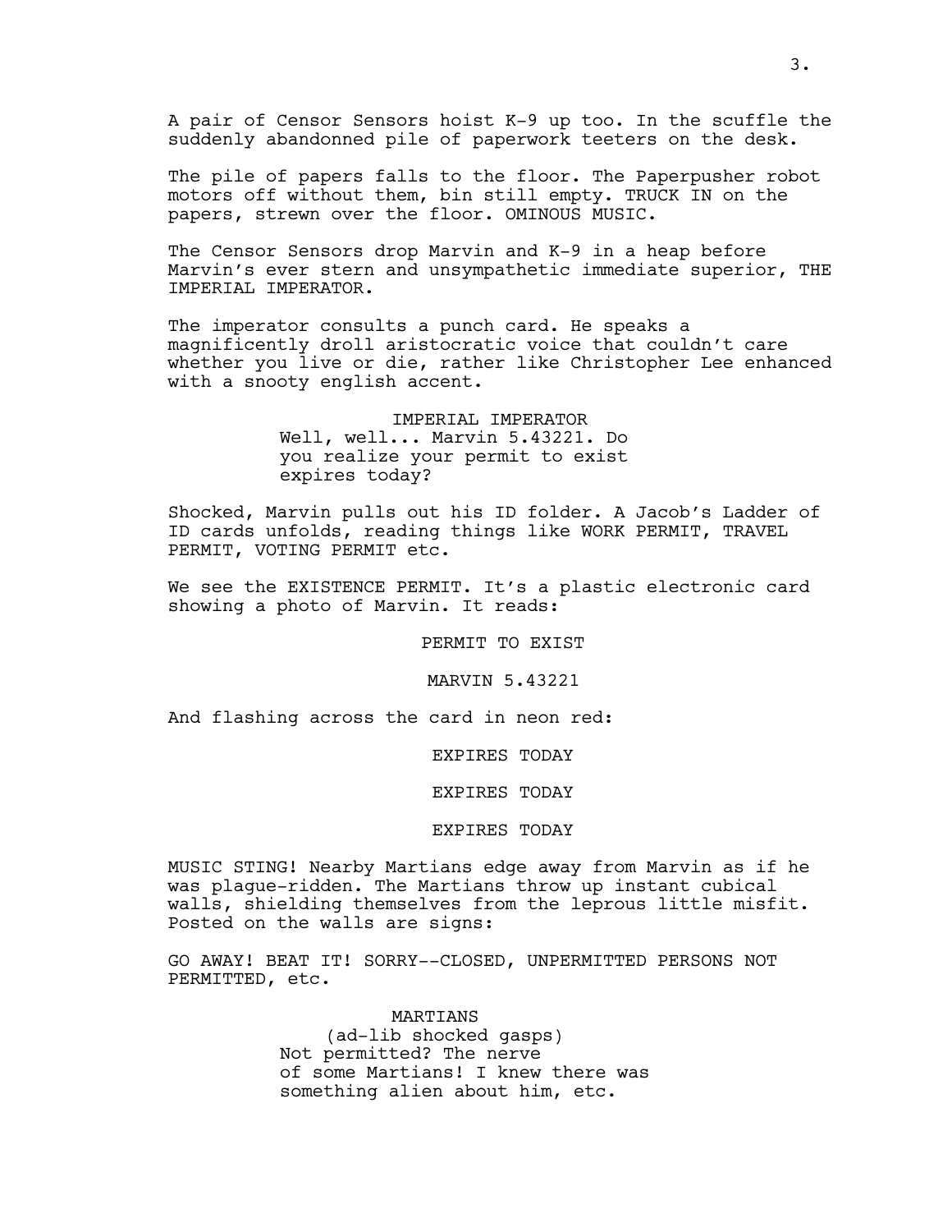A pair of Censor Sensors hoist K-9 up too. In the scuffle the suddenly abandonned pile of paperwork teeters on the desk.

The pile of papers falls to the floor. The Paperpusher robot motors off without them, bin still empty. TRUCK IN on the papers, strewn over the floor. OMINOUS MUSIC.

The Censor Sensors drop Marvin and K-9 in a heap before Marvin's ever stern and unsympathetic immediate superior, THE IMPERIAL IMPERATOR.

The imperator consults a punch card. He speaks a magnificently droll aristocratic voice that couldn't care whether you live or die, rather like Christopher Lee enhanced with a snooty english accent.

IMPERIAL IMPERATOR
Well, well... Marvin 5.43221. Do you realize your permit to exist expires today?

Shocked, Marvin pulls out his ID folder. A Jacob's Ladder of ID cards unfolds, reading things like WORK PERMIT, TRAVEL PERMIT, VOTING PERMIT etc.

We see the EXISTENCE PERMIT. It's a plastic electronic card showing a photo of Marvin. It reads:

PERMIT TO EXIST

MARVIN 5.43221

And flashing across the card in neon red:

EXPIRES TODAY

EXPIRES TODAY

EXPIRES TODAY

MUSIC STING! Nearby Martians edge away from Marvin as if he was plague-ridden. The Martians throw up instant cubical walls, shielding themselves from the leprous little misfit. Posted on the walls are signs:

GO AWAY! BEAT IT! SORRY--CLOSED, UNPERMITTED PERSONS NOT PERMITTED, etc.

MARTIANS
(ad-lib shocked gasps)
Not permitted? The nerve of some Martians! I knew there was something alien about him, etc.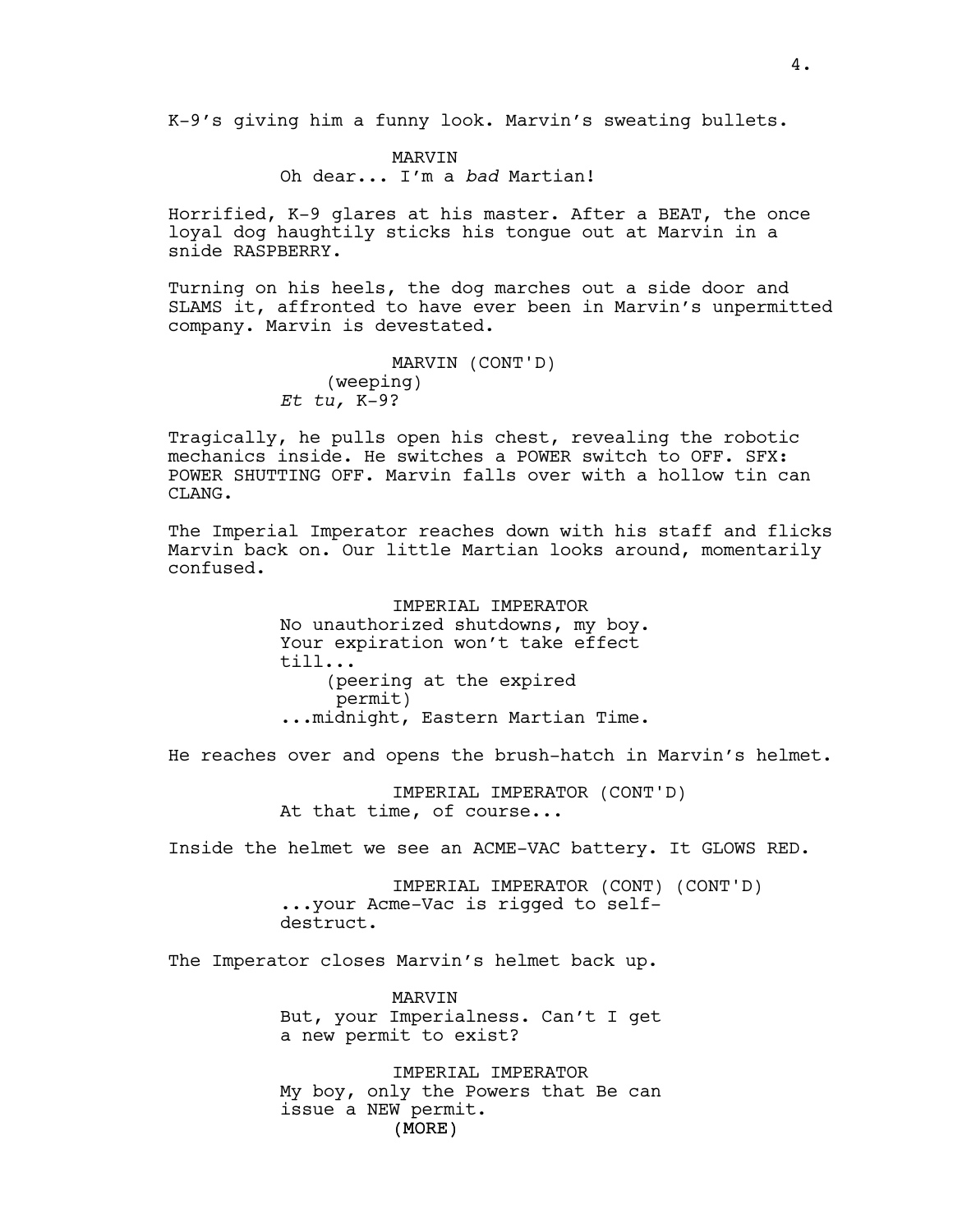K-9's giving him a funny look. Marvin's sweating bullets.

MARVIN
Oh dear... I'm a *bad* Martian!

Horrified, K-9 glares at his master. After a BEAT, the once loyal dog haughtily sticks his tongue out at Marvin in a snide RASPBERRY.

Turning on his heels, the dog marches out a side door and SLAMS it, affronted to have ever been in Marvin's unpermitted company. Marvin is devestated.

MARVIN (CONT'D)
(weeping)
*Et tu,* K-9?

Tragically, he pulls open his chest, revealing the robotic mechanics inside. He switches a POWER switch to OFF. SFX: POWER SHUTTING OFF. Marvin falls over with a hollow tin can CLANG.

The Imperial Imperator reaches down with his staff and flicks Marvin back on. Our little Martian looks around, momentarily confused.

IMPERIAL IMPERATOR
No unauthorized shutdowns, my boy. Your expiration won't take effect till...
(peering at the expired permit)
...midnight, Eastern Martian Time.

He reaches over and opens the brush-hatch in Marvin's helmet.

IMPERIAL IMPERATOR (CONT'D)
At that time, of course...

Inside the helmet we see an ACME-VAC battery. It GLOWS RED.

IMPERIAL IMPERATOR (CONT) (CONT'D)
...your Acme-Vac is rigged to self-destruct.

The Imperator closes Marvin's helmet back up.

MARVIN
But, your Imperialness. Can't I get a new permit to exist?

IMPERIAL IMPERATOR
My boy, only the Powers that Be can issue a NEW permit.
(MORE)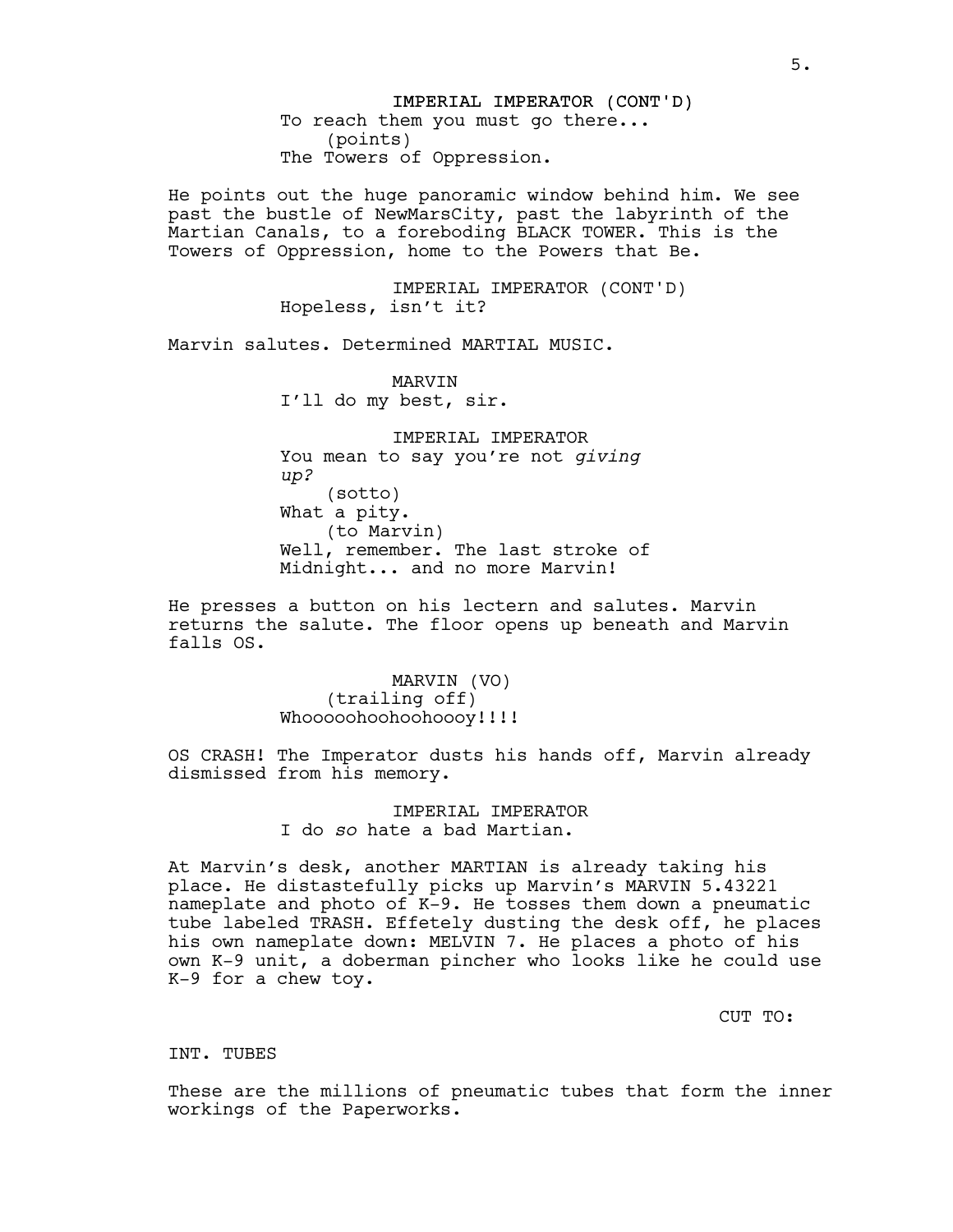IMPERIAL IMPERATOR (CONT'D)
To reach them you must go there...
(points)
The Towers of Oppression.

He points out the huge panoramic window behind him. We see past the bustle of NewMarsCity, past the labyrinth of the Martian Canals, to a foreboding BLACK TOWER. This is the Towers of Oppression, home to the Powers that Be.

IMPERIAL IMPERATOR (CONT'D)
Hopeless, isn't it?

Marvin salutes. Determined MARTIAL MUSIC.

MARVIN
I'll do my best, sir.

IMPERIAL IMPERATOR
You mean to say you're not *giving up?*
(sotto)
What a pity.
(to Marvin)
Well, remember. The last stroke of Midnight... and no more Marvin!

He presses a button on his lectern and salutes. Marvin returns the salute. The floor opens up beneath and Marvin falls OS.

MARVIN (VO)
(trailing off)
Whoooohoohoohoooy!!!!

OS CRASH! The Imperator dusts his hands off, Marvin already dismissed from his memory.

IMPERIAL IMPERATOR
I do *so* hate a bad Martian.

At Marvin's desk, another MARTIAN is already taking his place. He distastefully picks up Marvin's MARVIN 5.43221 nameplate and photo of K-9. He tosses them down a pneumatic tube labeled TRASH. Effetely dusting the desk off, he places his own nameplate down: MELVIN 7. He places a photo of his own K-9 unit, a doberman pincher who looks like he could use K-9 for a chew toy.

CUT TO:

INT. TUBES

These are the millions of pneumatic tubes that form the inner workings of the Paperworks.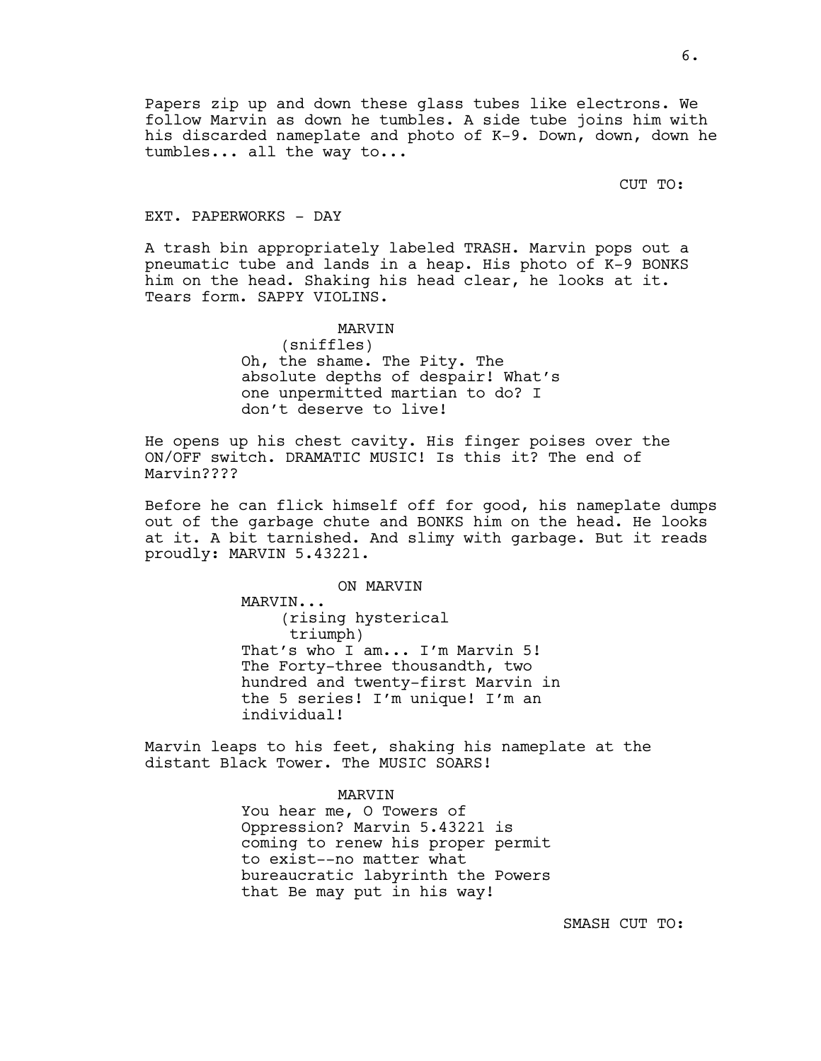Papers zip up and down these glass tubes like electrons. We follow Marvin as down he tumbles. A side tube joins him with his discarded nameplate and photo of K-9. Down, down, down he tumbles... all the way to...

CUT TO:

EXT. PAPERWORKS - DAY

A trash bin appropriately labeled TRASH. Marvin pops out a pneumatic tube and lands in a heap. His photo of K-9 BONKS him on the head. Shaking his head clear, he looks at it. Tears form. SAPPY VIOLINS.

MARVIN
(sniffles)
Oh, the shame. The Pity. The absolute depths of despair! What's one unpermitted martian to do? I don't deserve to live!

He opens up his chest cavity. His finger poises over the ON/OFF switch. DRAMATIC MUSIC! Is this it? The end of Marvin????

Before he can flick himself off for good, his nameplate dumps out of the garbage chute and BONKS him on the head. He looks at it. A bit tarnished. And slimy with garbage. But it reads proudly: MARVIN 5.43221.

ON MARVIN
MARVIN...
(rising hysterical triumph)
That's who I am... I'm Marvin 5! The Forty-three thousandth, two hundred and twenty-first Marvin in the 5 series! I'm unique! I'm an individual!

Marvin leaps to his feet, shaking his nameplate at the distant Black Tower. The MUSIC SOARS!

MARVIN
You hear me, O Towers of Oppression? Marvin 5.43221 is coming to renew his proper permit to exist--no matter what bureaucratic labyrinth the Powers that Be may put in his way!

SMASH CUT TO: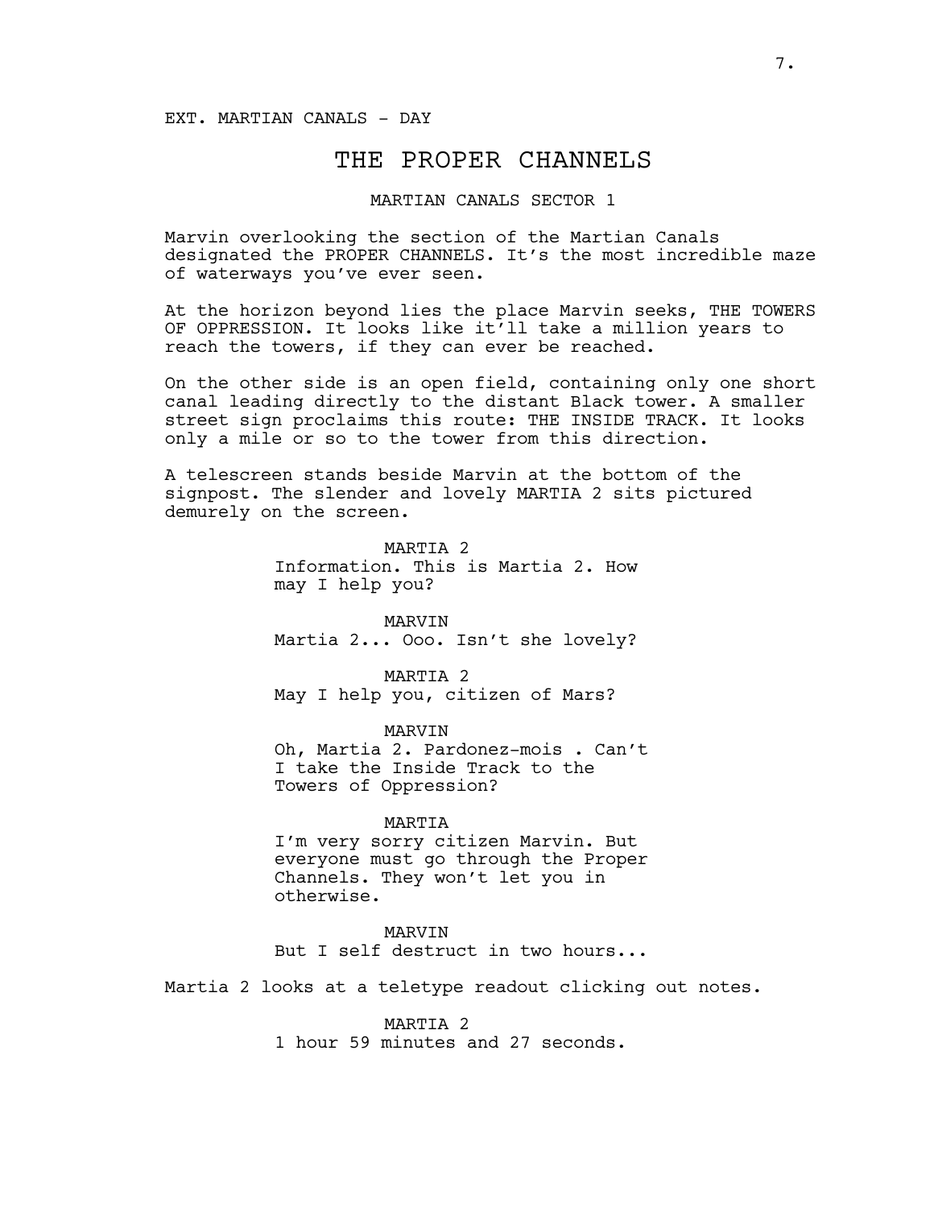EXT. MARTIAN CANALS - DAY

# THE PROPER CHANNELS

MARTIAN CANALS SECTOR 1

Marvin overlooking the section of the Martian Canals designated the PROPER CHANNELS. It's the most incredible maze of waterways you've ever seen.

At the horizon beyond lies the place Marvin seeks, THE TOWERS OF OPPRESSION. It looks like it'll take a million years to reach the towers, if they can ever be reached.

On the other side is an open field, containing only one short canal leading directly to the distant Black tower. A smaller street sign proclaims this route: THE INSIDE TRACK. It looks only a mile or so to the tower from this direction.

A telescreen stands beside Marvin at the bottom of the signpost. The slender and lovely MARTIA 2 sits pictured demurely on the screen.

MARTIA 2
Information. This is Martia 2. How may I help you?

MARVIN
Martia 2... Ooo. Isn't she lovely?

MARTIA 2
May I help you, citizen of Mars?

MARVIN
Oh, Martia 2. Pardonez-mois . Can't I take the Inside Track to the Towers of Oppression?

MARTIA
I'm very sorry citizen Marvin. But everyone must go through the Proper Channels. They won't let you in otherwise.

MARVIN
But I self destruct in two hours...

Martia 2 looks at a teletype readout clicking out notes.

MARTIA 2
1 hour 59 minutes and 27 seconds.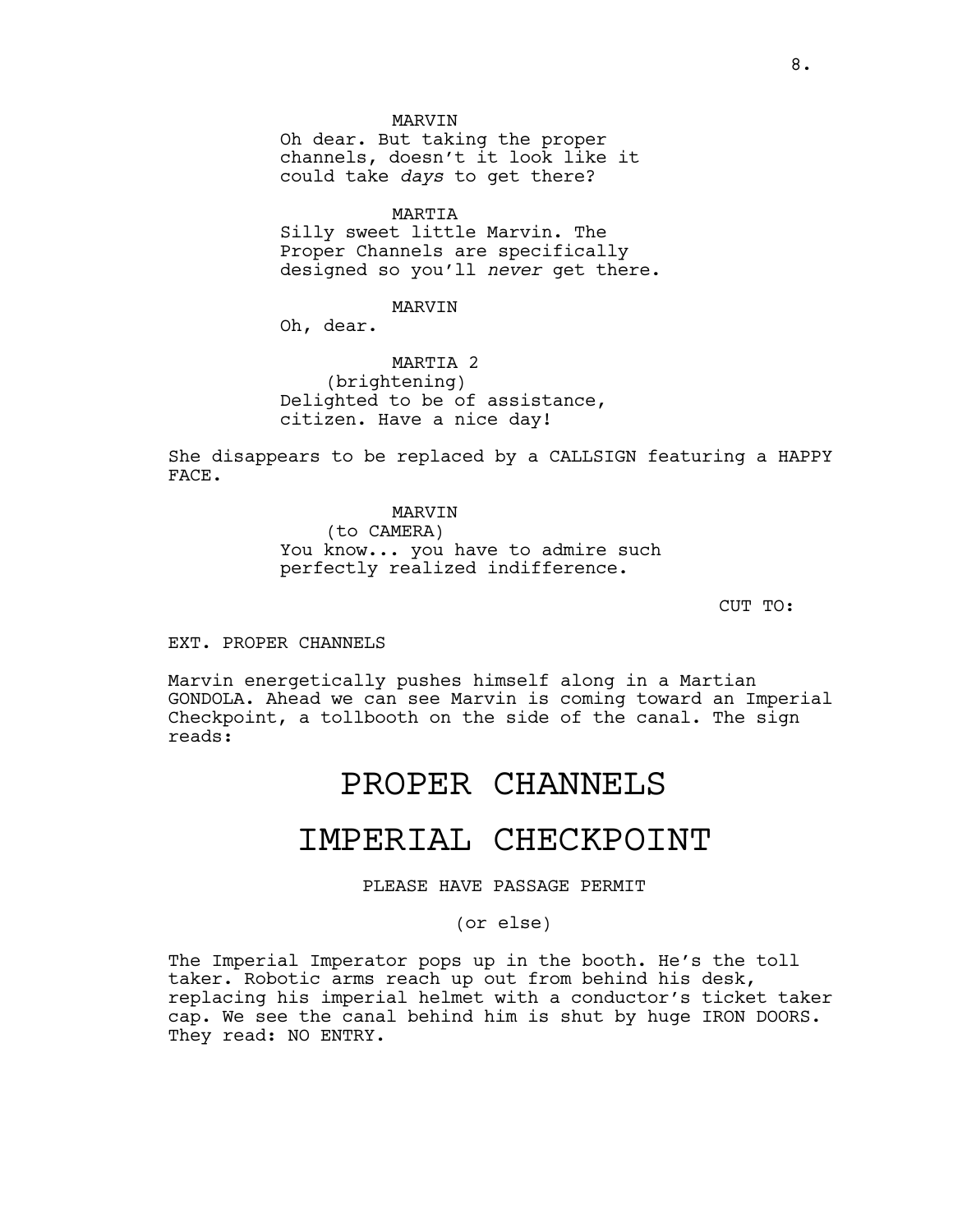MARVIN
Oh dear. But taking the proper channels, doesn't it look like it could take *days* to get there?

MARTIA
Silly sweet little Marvin. The Proper Channels are specifically designed so you'll *never* get there.

MARVIN
Oh, dear.

MARTIA 2
(brightening)
Delighted to be of assistance, citizen. Have a nice day!

She disappears to be replaced by a CALLSIGN featuring a HAPPY FACE.

MARVIN
(to CAMERA)
You know... you have to admire such perfectly realized indifference.

CUT TO:

EXT. PROPER CHANNELS

Marvin energetically pushes himself along in a Martian GONDOLA. Ahead we can see Marvin is coming toward an Imperial Checkpoint, a tollbooth on the side of the canal. The sign reads:

# PROPER CHANNELS

# IMPERIAL CHECKPOINT

PLEASE HAVE PASSAGE PERMIT

(or else)

The Imperial Imperator pops up in the booth. He's the toll taker. Robotic arms reach up out from behind his desk, replacing his imperial helmet with a conductor's ticket taker cap. We see the canal behind him is shut by huge IRON DOORS. They read: NO ENTRY.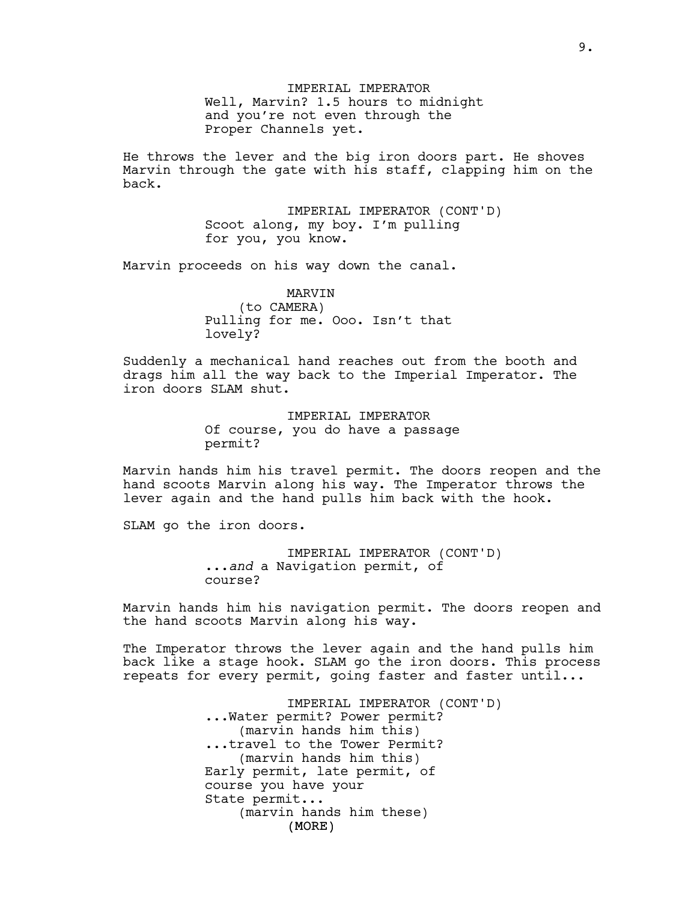IMPERIAL IMPERATOR
Well, Marvin? 1.5 hours to midnight and you're not even through the Proper Channels yet.

He throws the lever and the big iron doors part. He shoves Marvin through the gate with his staff, clapping him on the back.

IMPERIAL IMPERATOR (CONT'D)
Scoot along, my boy. I'm pulling for you, you know.

Marvin proceeds on his way down the canal.

MARVIN
(to CAMERA)
Pulling for me. Ooo. Isn't that lovely?

Suddenly a mechanical hand reaches out from the booth and drags him all the way back to the Imperial Imperator. The iron doors SLAM shut.

IMPERIAL IMPERATOR
Of course, you do have a passage permit?

Marvin hands him his travel permit. The doors reopen and the hand scoots Marvin along his way. The Imperator throws the lever again and the hand pulls him back with the hook.

SLAM go the iron doors.

IMPERIAL IMPERATOR (CONT'D)
...*and* a Navigation permit, of course?

Marvin hands him his navigation permit. The doors reopen and the hand scoots Marvin along his way.

The Imperator throws the lever again and the hand pulls him back like a stage hook. SLAM go the iron doors. This process repeats for every permit, going faster and faster until...

IMPERIAL IMPERATOR (CONT'D)
...Water permit? Power permit?
(marvin hands him this)
...travel to the Tower Permit?
(marvin hands him this)
Early permit, late permit, of course you have your State permit...
(marvin hands him these)
(MORE)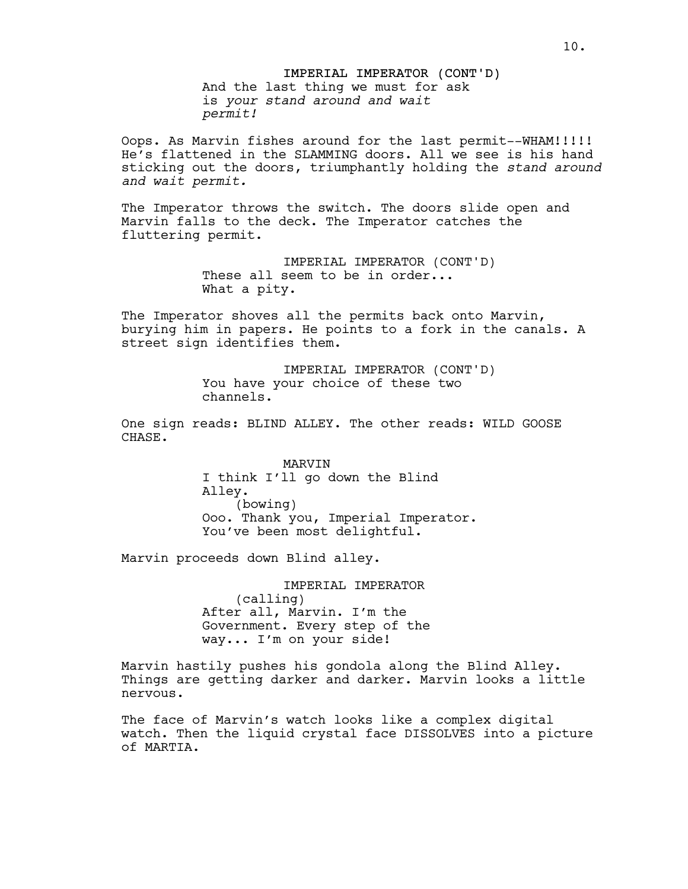IMPERIAL IMPERATOR (CONT'D)
And the last thing we must for ask is *your stand around and wait permit!*

Oops. As Marvin fishes around for the last permit--WHAM!!!!! He's flattened in the SLAMMING doors. All we see is his hand sticking out the doors, triumphantly holding the *stand around and wait permit.*

The Imperator throws the switch. The doors slide open and Marvin falls to the deck. The Imperator catches the fluttering permit.

IMPERIAL IMPERATOR (CONT'D)
These all seem to be in order...
What a pity.

The Imperator shoves all the permits back onto Marvin, burying him in papers. He points to a fork in the canals. A street sign identifies them.

IMPERIAL IMPERATOR (CONT'D)
You have your choice of these two channels.

One sign reads: BLIND ALLEY. The other reads: WILD GOOSE CHASE.

MARVIN
I think I'll go down the Blind Alley.
(bowing)
Ooo. Thank you, Imperial Imperator. You've been most delightful.

Marvin proceeds down Blind alley.

IMPERIAL IMPERATOR
(calling)
After all, Marvin. I'm the Government. Every step of the way... I'm on your side!

Marvin hastily pushes his gondola along the Blind Alley. Things are getting darker and darker. Marvin looks a little nervous.

The face of Marvin's watch looks like a complex digital watch. Then the liquid crystal face DISSOLVES into a picture of MARTIA.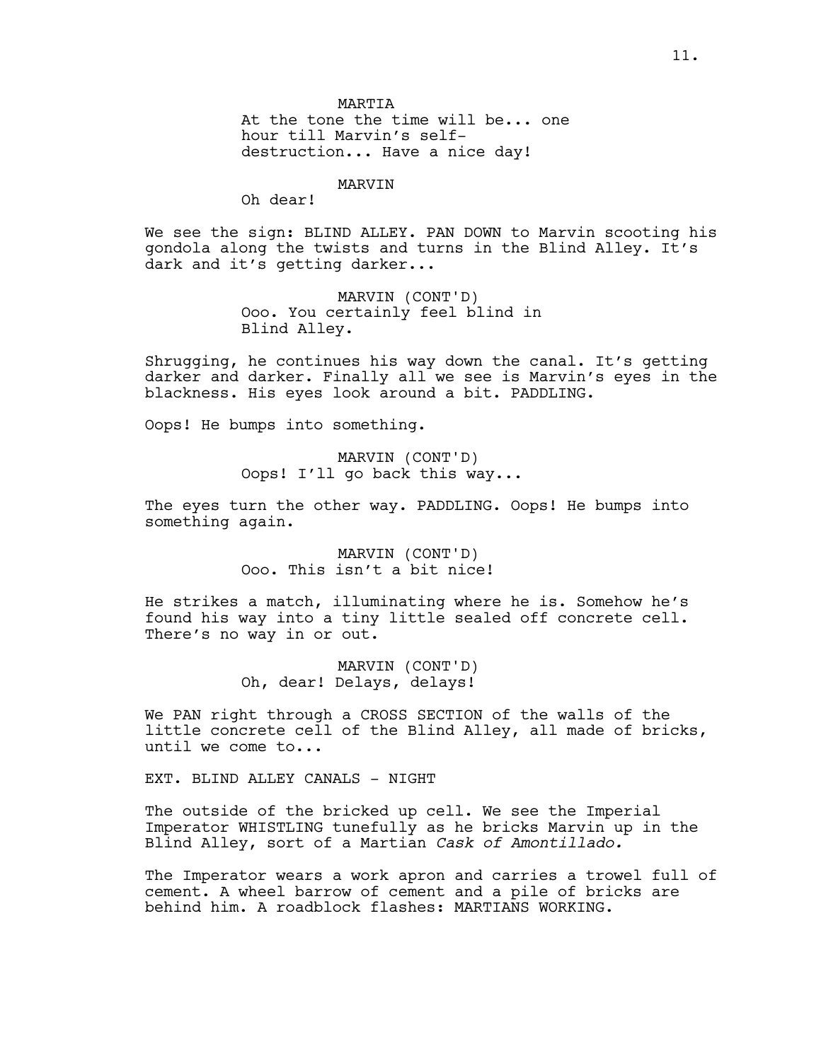MARTIA

At the tone the time will be... one hour till Marvin's self-destruction... Have a nice day!

MARVIN

Oh dear!

We see the sign: BLIND ALLEY. PAN DOWN to Marvin scooting his gondola along the twists and turns in the Blind Alley. It's dark and it's getting darker...

MARVIN (CONT'D)

Ooo. You certainly feel blind in Blind Alley.

Shrugging, he continues his way down the canal. It's getting darker and darker. Finally all we see is Marvin's eyes in the blackness. His eyes look around a bit. PADDLING.

Oops! He bumps into something.

MARVIN (CONT'D)

Oops! I'll go back this way...

The eyes turn the other way. PADDLING. Oops! He bumps into something again.

MARVIN (CONT'D)

Ooo. This isn't a bit nice!

He strikes a match, illuminating where he is. Somehow he's found his way into a tiny little sealed off concrete cell. There's no way in or out.

MARVIN (CONT'D)

Oh, dear! Delays, delays!

We PAN right through a CROSS SECTION of the walls of the little concrete cell of the Blind Alley, all made of bricks, until we come to...

EXT. BLIND ALLEY CANALS - NIGHT

The outside of the bricked up cell. We see the Imperial Imperator WHISTLING tunefully as he bricks Marvin up in the Blind Alley, sort of a Martian *Cask of Amontillado.*

The Imperator wears a work apron and carries a trowel full of cement. A wheel barrow of cement and a pile of bricks are behind him. A roadblock flashes: MARTIANS WORKING.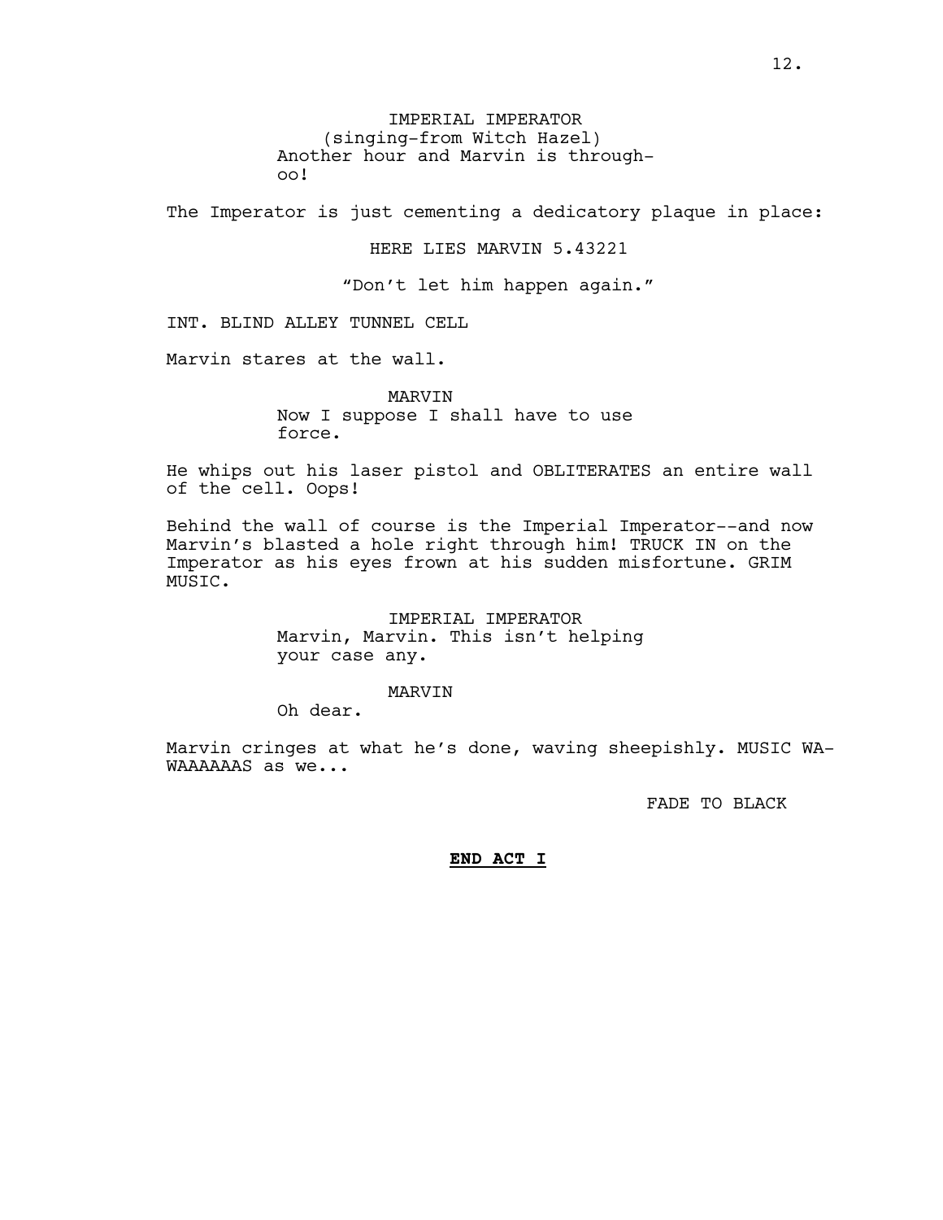IMPERIAL IMPERATOR
(singing-from Witch Hazel)
Another hour and Marvin is through-
oo!

The Imperator is just cementing a dedicatory plaque in place:

HERE LIES MARVIN 5.43221

"Don't let him happen again."

INT. BLIND ALLEY TUNNEL CELL

Marvin stares at the wall.

MARVIN
Now I suppose I shall have to use
force.

He whips out his laser pistol and OBLITERATES an entire wall of the cell. Oops!

Behind the wall of course is the Imperial Imperator--and now Marvin's blasted a hole right through him! TRUCK IN on the Imperator as his eyes frown at his sudden misfortune. GRIM MUSIC.

IMPERIAL IMPERATOR
Marvin, Marvin. This isn't helping
your case any.

MARVIN
Oh dear.

Marvin cringes at what he's done, waving sheepishly. MUSIC WA-WAAAAAAS as we...

FADE TO BLACK

**END ACT I**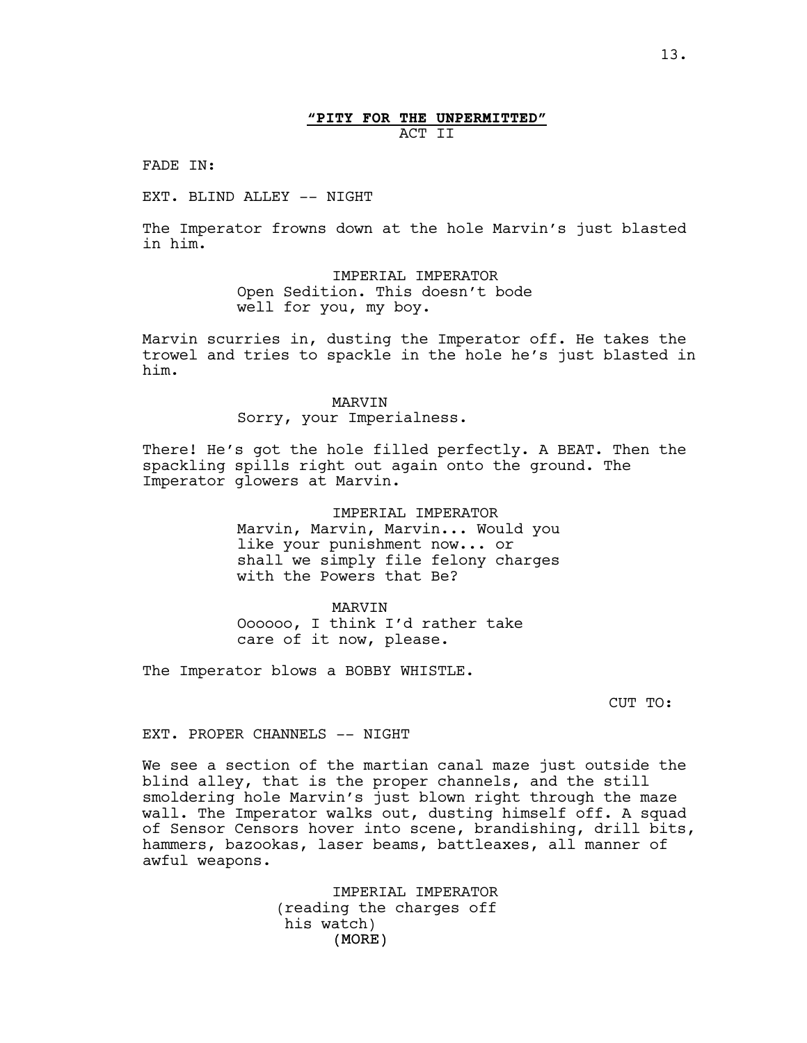**"PITY FOR THE UNPERMITTED"**

ACT II

FADE IN:

EXT. BLIND ALLEY -- NIGHT

The Imperator frowns down at the hole Marvin's just blasted in him.

IMPERIAL IMPERATOR
Open Sedition. This doesn't bode well for you, my boy.

Marvin scurries in, dusting the Imperator off. He takes the trowel and tries to spackle in the hole he's just blasted in him.

MARVIN
Sorry, your Imperialness.

There! He's got the hole filled perfectly. A BEAT. Then the spackling spills right out again onto the ground. The Imperator glowers at Marvin.

IMPERIAL IMPERATOR
Marvin, Marvin, Marvin... Would you like your punishment now... or shall we simply file felony charges with the Powers that Be?

MARVIN
Oooooo, I think I'd rather take care of it now, please.

The Imperator blows a BOBBY WHISTLE.

CUT TO:

EXT. PROPER CHANNELS -- NIGHT

We see a section of the martian canal maze just outside the blind alley, that is the proper channels, and the still smoldering hole Marvin's just blown right through the maze wall. The Imperator walks out, dusting himself off. A squad of Sensor Censors hover into scene, brandishing, drill bits, hammers, bazookas, laser beams, battleaxes, all manner of awful weapons.

IMPERIAL IMPERATOR
(reading the charges off his watch)
(MORE)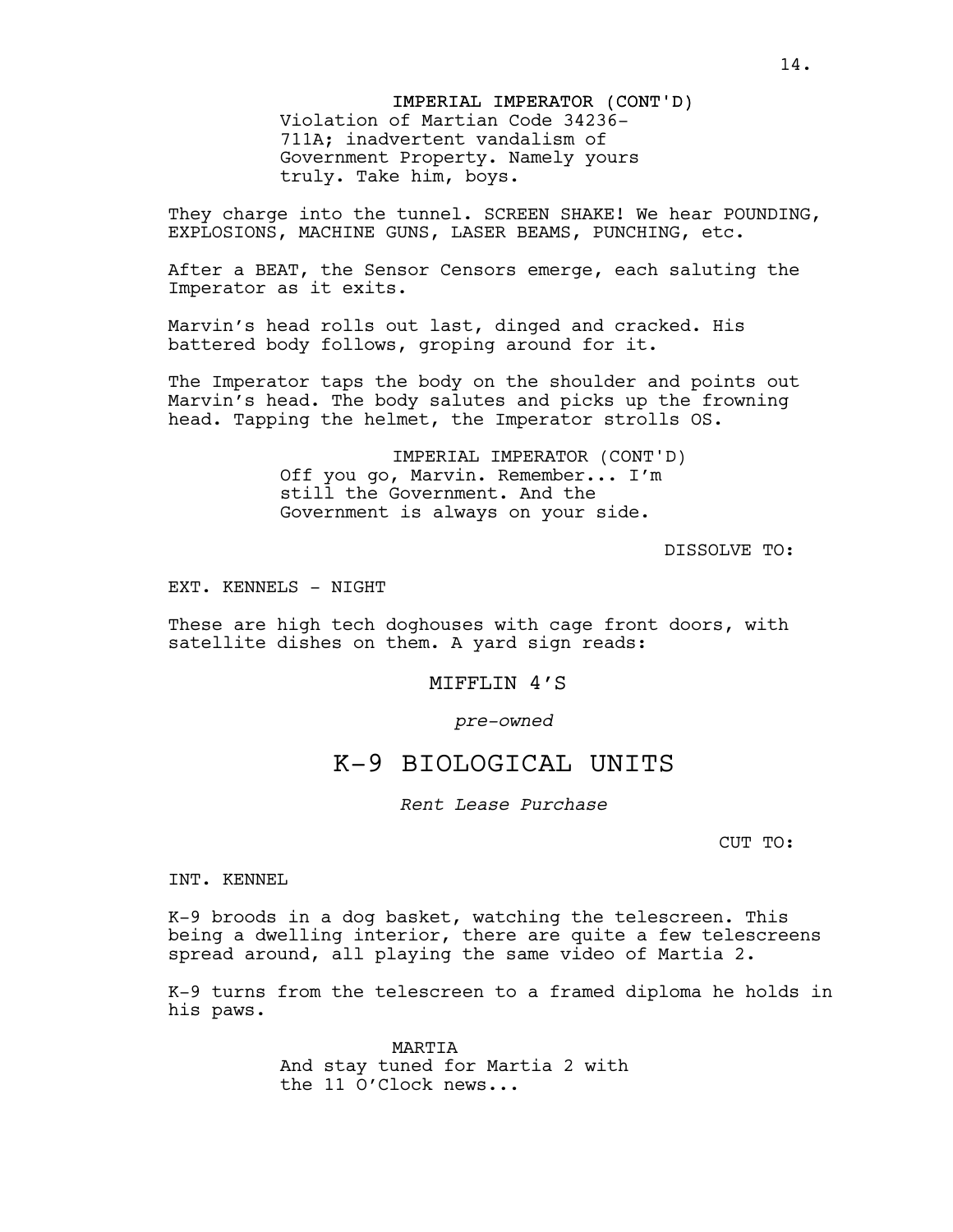IMPERIAL IMPERATOR (CONT'D)
Violation of Martian Code 34236-711A; inadvertent vandalism of Government Property. Namely yours truly. Take him, boys.

They charge into the tunnel. SCREEN SHAKE! We hear POUNDING, EXPLOSIONS, MACHINE GUNS, LASER BEAMS, PUNCHING, etc.

After a BEAT, the Sensor Censors emerge, each saluting the Imperator as it exits.

Marvin's head rolls out last, dinged and cracked. His battered body follows, groping around for it.

The Imperator taps the body on the shoulder and points out Marvin's head. The body salutes and picks up the frowning head. Tapping the helmet, the Imperator strolls OS.

IMPERIAL IMPERATOR (CONT'D)
Off you go, Marvin. Remember... I'm still the Government. And the Government is always on your side.

DISSOLVE TO:

EXT. KENNELS - NIGHT

These are high tech doghouses with cage front doors, with satellite dishes on them. A yard sign reads:

MIFFLIN 4'S

*pre-owned*

# K-9 BIOLOGICAL UNITS

*Rent Lease Purchase*

CUT TO:

INT. KENNEL

K-9 broods in a dog basket, watching the telescreen. This being a dwelling interior, there are quite a few telescreens spread around, all playing the same video of Martia 2.

K-9 turns from the telescreen to a framed diploma he holds in his paws.

MARTIA
And stay tuned for Martia 2 with the 11 O'Clock news...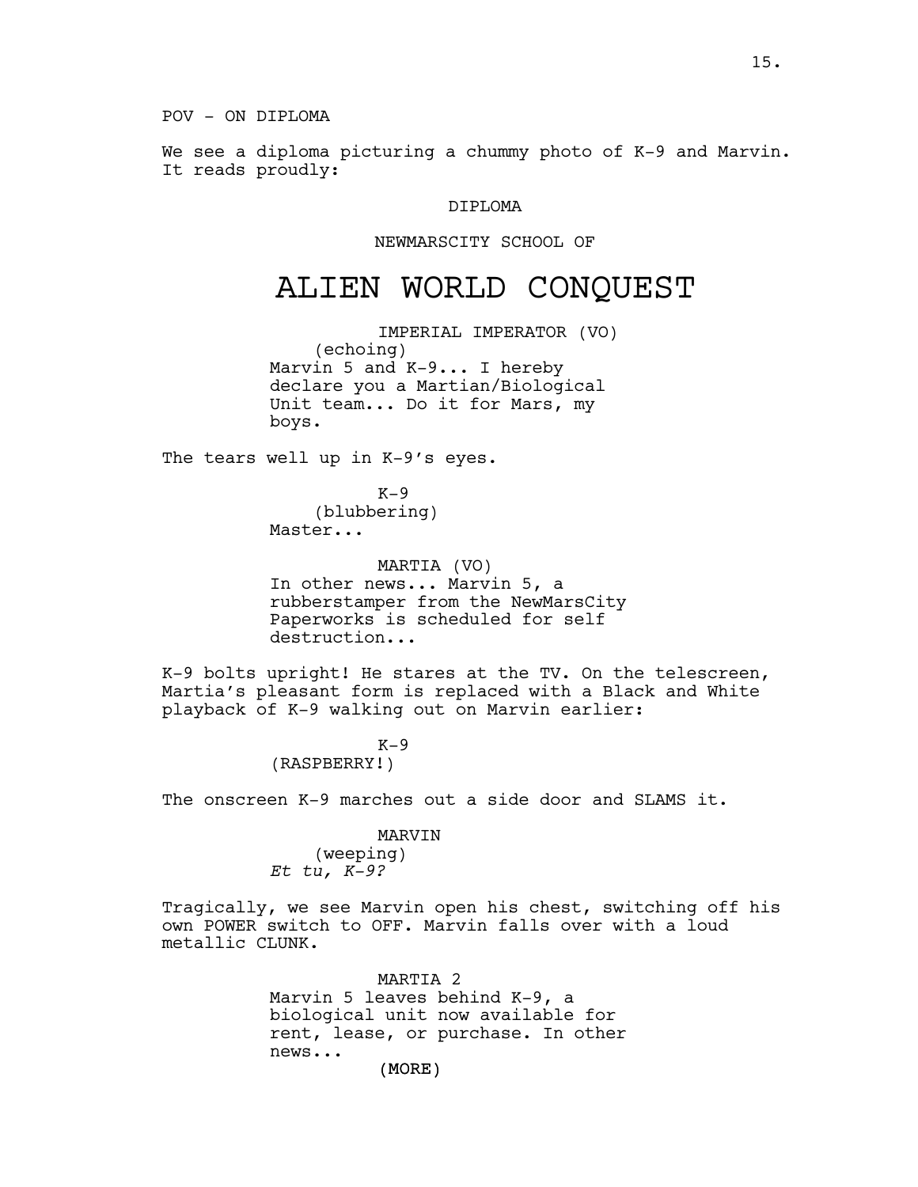POV - ON DIPLOMA

We see a diploma picturing a chummy photo of K-9 and Marvin. It reads proudly:

DIPLOMA

NEWMARSCITY SCHOOL OF

# ALIEN WORLD CONQUEST

IMPERIAL IMPERATOR (VO)
(echoing)
Marvin 5 and K-9... I hereby declare you a Martian/Biological Unit team... Do it for Mars, my boys.

The tears well up in K-9's eyes.

K-9
(blubbering)
Master...

MARTIA (VO)
In other news... Marvin 5, a rubberstamper from the NewMarsCity Paperworks is scheduled for self destruction...

K-9 bolts upright! He stares at the TV. On the telescreen, Martia's pleasant form is replaced with a Black and White playback of K-9 walking out on Marvin earlier:

K-9
(RASPBERRY!)

The onscreen K-9 marches out a side door and SLAMS it.

MARVIN
(weeping)
*Et tu, K-9?*

Tragically, we see Marvin open his chest, switching off his own POWER switch to OFF. Marvin falls over with a loud metallic CLUNK.

MARTIA 2
Marvin 5 leaves behind K-9, a biological unit now available for rent, lease, or purchase. In other news...
(MORE)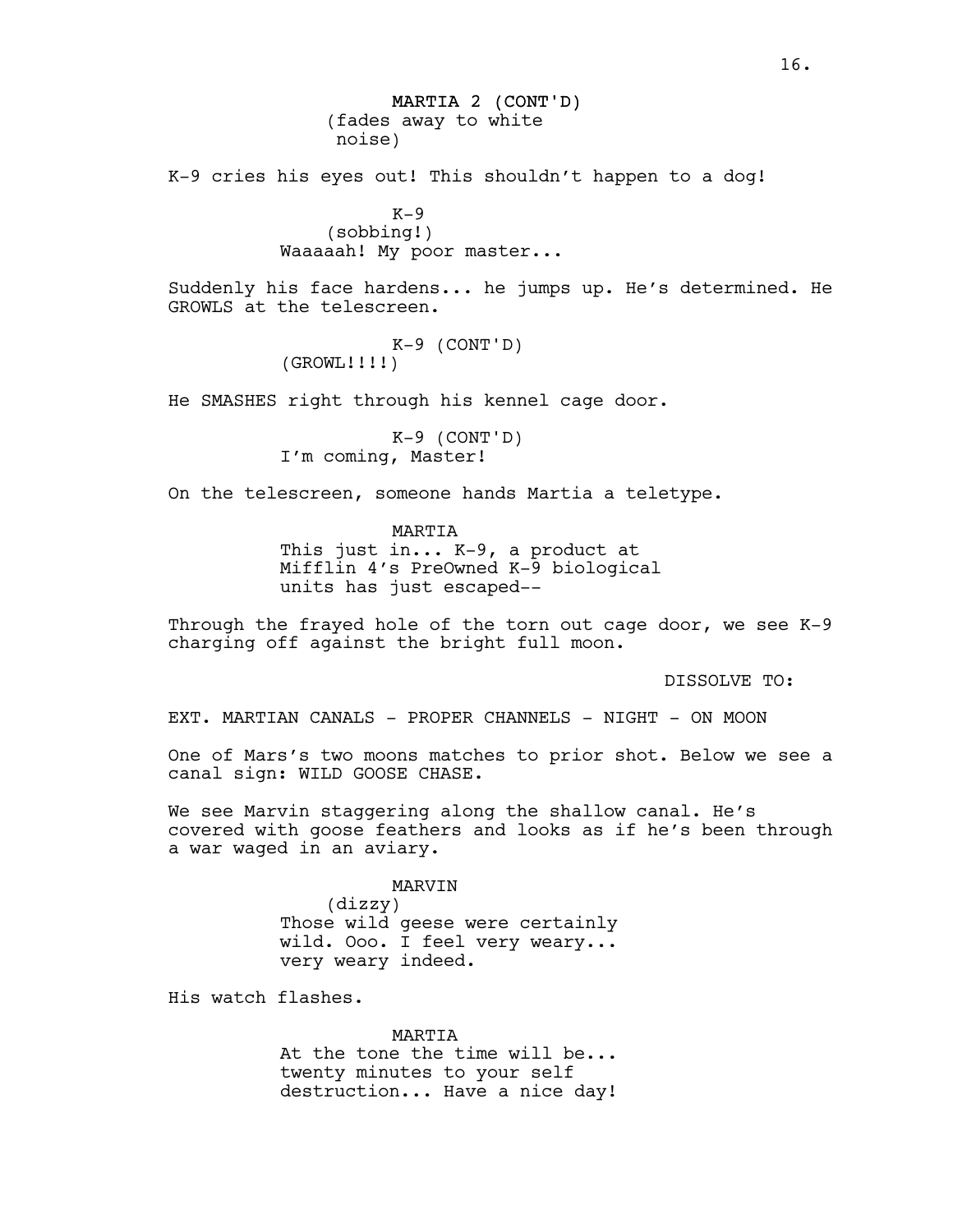MARTIA 2 (CONT'D)
(fades away to white noise)

K-9 cries his eyes out! This shouldn't happen to a dog!

K-9
(sobbing!)
Waaaaah! My poor master...

Suddenly his face hardens... he jumps up. He's determined. He GROWLS at the telescreen.

K-9 (CONT'D)
(GROWL!!!!)

He SMASHES right through his kennel cage door.

K-9 (CONT'D)
I'm coming, Master!

On the telescreen, someone hands Martia a teletype.

MARTIA
This just in... K-9, a product at Mifflin 4's PreOwned K-9 biological units has just escaped--

Through the frayed hole of the torn out cage door, we see K-9 charging off against the bright full moon.

DISSOLVE TO:

EXT. MARTIAN CANALS - PROPER CHANNELS - NIGHT - ON MOON

One of Mars's two moons matches to prior shot. Below we see a canal sign: WILD GOOSE CHASE.

We see Marvin staggering along the shallow canal. He's covered with goose feathers and looks as if he's been through a war waged in an aviary.

MARVIN
(dizzy)
Those wild geese were certainly wild. Ooo. I feel very weary... very weary indeed.

His watch flashes.

MARTIA
At the tone the time will be... twenty minutes to your self destruction... Have a nice day!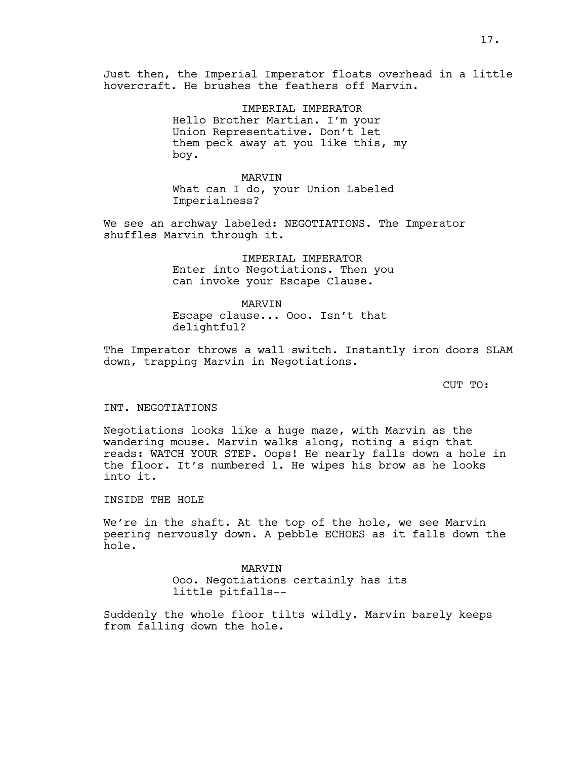Just then, the Imperial Imperator floats overhead in a little hovercraft. He brushes the feathers off Marvin.

IMPERIAL IMPERATOR
Hello Brother Martian. I'm your Union Representative. Don't let them peck away at you like this, my boy.

MARVIN
What can I do, your Union Labeled Imperialness?

We see an archway labeled: NEGOTIATIONS. The Imperator shuffles Marvin through it.

IMPERIAL IMPERATOR
Enter into Negotiations. Then you can invoke your Escape Clause.

MARVIN
Escape clause... Ooo. Isn't that delightful?

The Imperator throws a wall switch. Instantly iron doors SLAM down, trapping Marvin in Negotiations.

CUT TO:

INT. NEGOTIATIONS

Negotiations looks like a huge maze, with Marvin as the wandering mouse. Marvin walks along, noting a sign that reads: WATCH YOUR STEP. Oops! He nearly falls down a hole in the floor. It's numbered 1. He wipes his brow as he looks into it.

INSIDE THE HOLE

We're in the shaft. At the top of the hole, we see Marvin peering nervously down. A pebble ECHOES as it falls down the hole.

MARVIN
Ooo. Negotiations certainly has its little pitfalls--

Suddenly the whole floor tilts wildly. Marvin barely keeps from falling down the hole.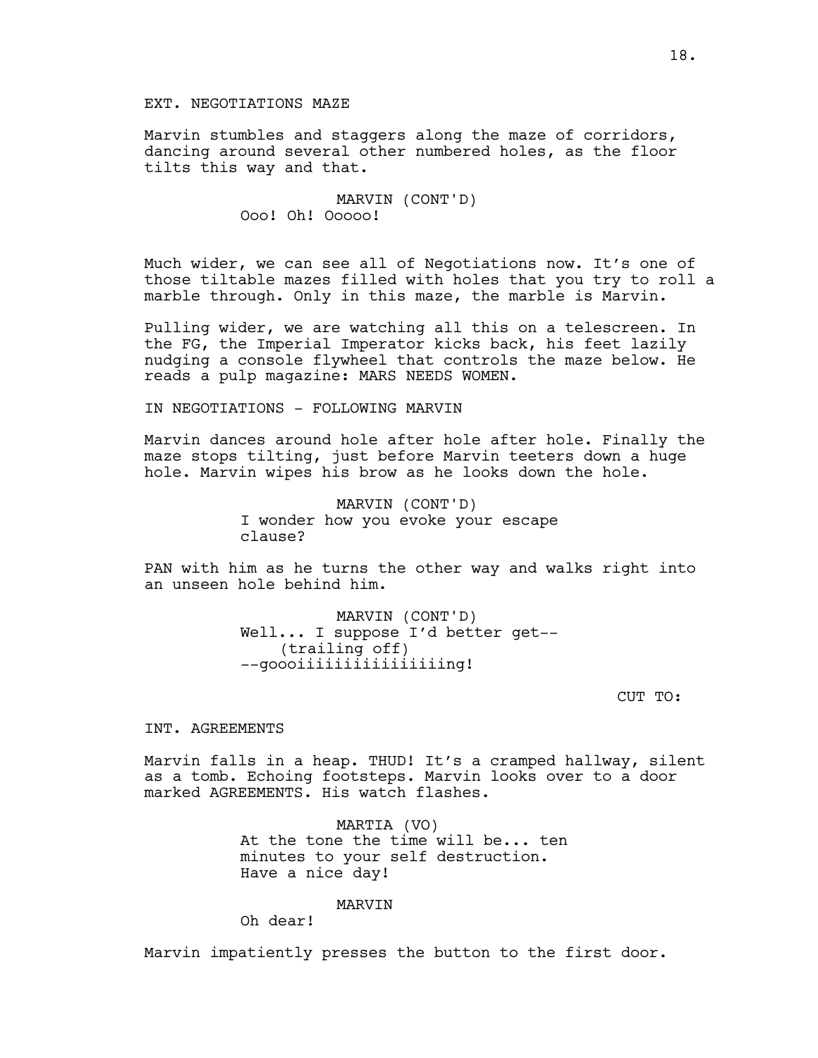EXT. NEGOTIATIONS MAZE

Marvin stumbles and staggers along the maze of corridors, dancing around several other numbered holes, as the floor tilts this way and that.

MARVIN (CONT'D)
Ooo! Oh! Ooooo!

Much wider, we can see all of Negotiations now. It's one of those tiltable mazes filled with holes that you try to roll a marble through. Only in this maze, the marble is Marvin.

Pulling wider, we are watching all this on a telescreen. In the FG, the Imperial Imperator kicks back, his feet lazily nudging a console flywheel that controls the maze below. He reads a pulp magazine: MARS NEEDS WOMEN.

IN NEGOTIATIONS - FOLLOWING MARVIN

Marvin dances around hole after hole after hole. Finally the maze stops tilting, just before Marvin teeters down a huge hole. Marvin wipes his brow as he looks down the hole.

MARVIN (CONT'D)
I wonder how you evoke your escape clause?

PAN with him as he turns the other way and walks right into an unseen hole behind him.

MARVIN (CONT'D)
Well... I suppose I'd better get--
(trailing off)
--goooiiiiiiiiiiiiiiing!

CUT TO:

INT. AGREEMENTS

Marvin falls in a heap. THUD! It's a cramped hallway, silent as a tomb. Echoing footsteps. Marvin looks over to a door marked AGREEMENTS. His watch flashes.

MARTIA (VO)
At the tone the time will be... ten minutes to your self destruction. Have a nice day!

MARVIN
Oh dear!

Marvin impatiently presses the button to the first door.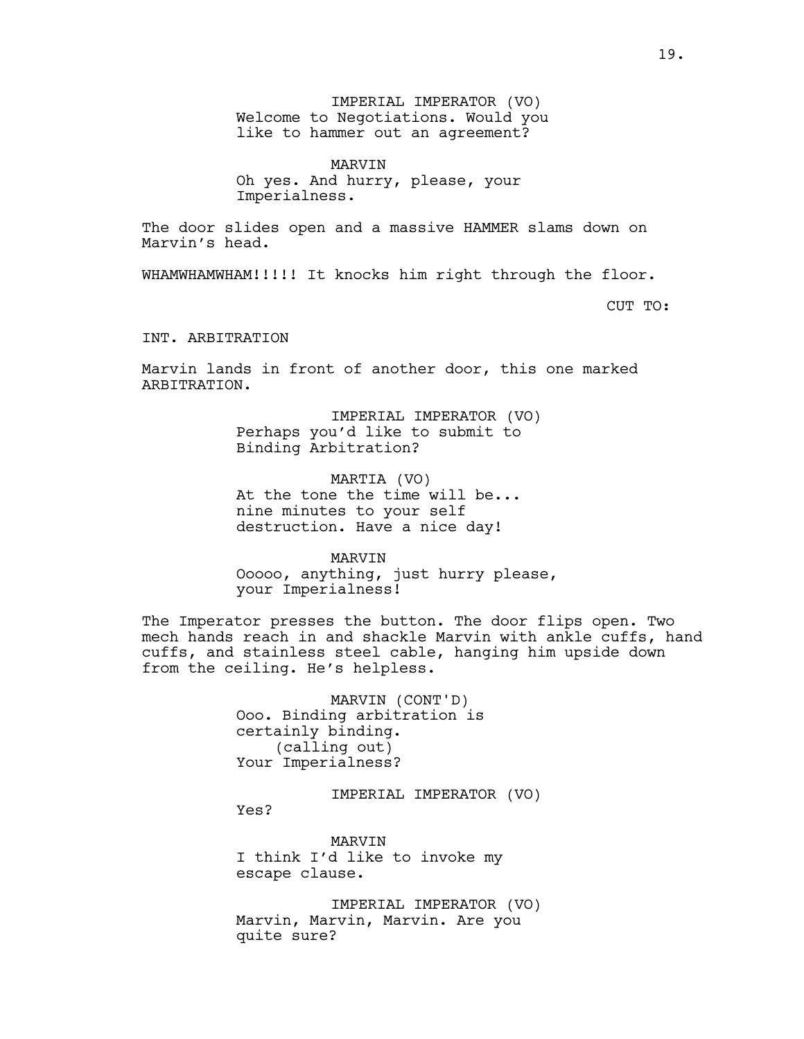IMPERIAL IMPERATOR (VO)
Welcome to Negotiations. Would you like to hammer out an agreement?

MARVIN
Oh yes. And hurry, please, your Imperialness.

The door slides open and a massive HAMMER slams down on Marvin's head.

WHAMWHAMWHAM!!!!! It knocks him right through the floor.

CUT TO:

INT. ARBITRATION

Marvin lands in front of another door, this one marked ARBITRATION.

IMPERIAL IMPERATOR (VO)
Perhaps you'd like to submit to Binding Arbitration?

MARTIA (VO)
At the tone the time will be... nine minutes to your self destruction. Have a nice day!

MARVIN
Ooooo, anything, just hurry please, your Imperialness!

The Imperator presses the button. The door flips open. Two mech hands reach in and shackle Marvin with ankle cuffs, hand cuffs, and stainless steel cable, hanging him upside down from the ceiling. He's helpless.

MARVIN (CONT'D)
Ooo. Binding arbitration is certainly binding.
(calling out)
Your Imperialness?

IMPERIAL IMPERATOR (VO)
Yes?

MARVIN
I think I'd like to invoke my escape clause.

IMPERIAL IMPERATOR (VO)
Marvin, Marvin, Marvin. Are you quite sure?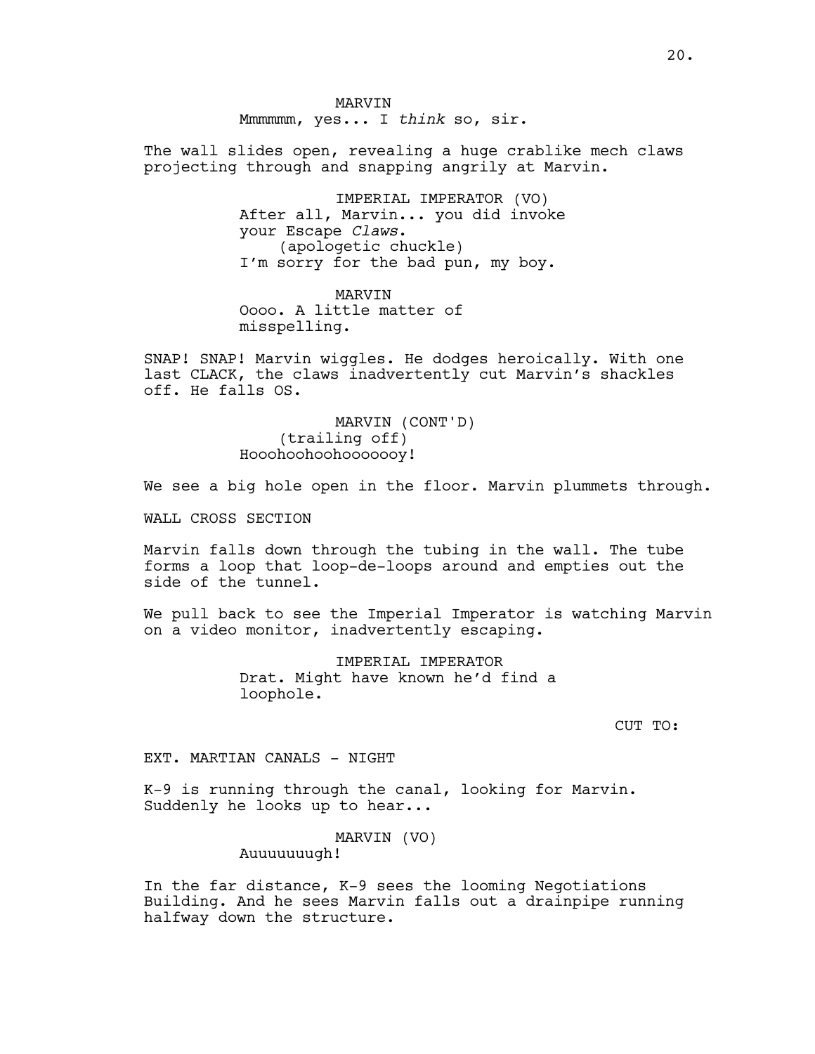MARVIN
Mmmmmm, yes... I *think* so, sir.

The wall slides open, revealing a huge crablike mech claws projecting through and snapping angrily at Marvin.

IMPERIAL IMPERATOR (VO)
After all, Marvin... you did invoke your Escape *Claws*.
(apologetic chuckle)
I'm sorry for the bad pun, my boy.

MARVIN
Oooo. A little matter of misspelling.

SNAP! SNAP! Marvin wiggles. He dodges heroically. With one last CLACK, the claws inadvertently cut Marvin's shackles off. He falls OS.

MARVIN (CONT'D)
(trailing off)
Hooohoohoohooooooy!

We see a big hole open in the floor. Marvin plummets through.

WALL CROSS SECTION

Marvin falls down through the tubing in the wall. The tube forms a loop that loop-de-loops around and empties out the side of the tunnel.

We pull back to see the Imperial Imperator is watching Marvin on a video monitor, inadvertently escaping.

IMPERIAL IMPERATOR
Drat. Might have known he'd find a loophole.

CUT TO:

EXT. MARTIAN CANALS - NIGHT

K-9 is running through the canal, looking for Marvin. Suddenly he looks up to hear...

MARVIN (VO)
Auuuuuuugh!

In the far distance, K-9 sees the looming Negotiations Building. And he sees Marvin falls out a drainpipe running halfway down the structure.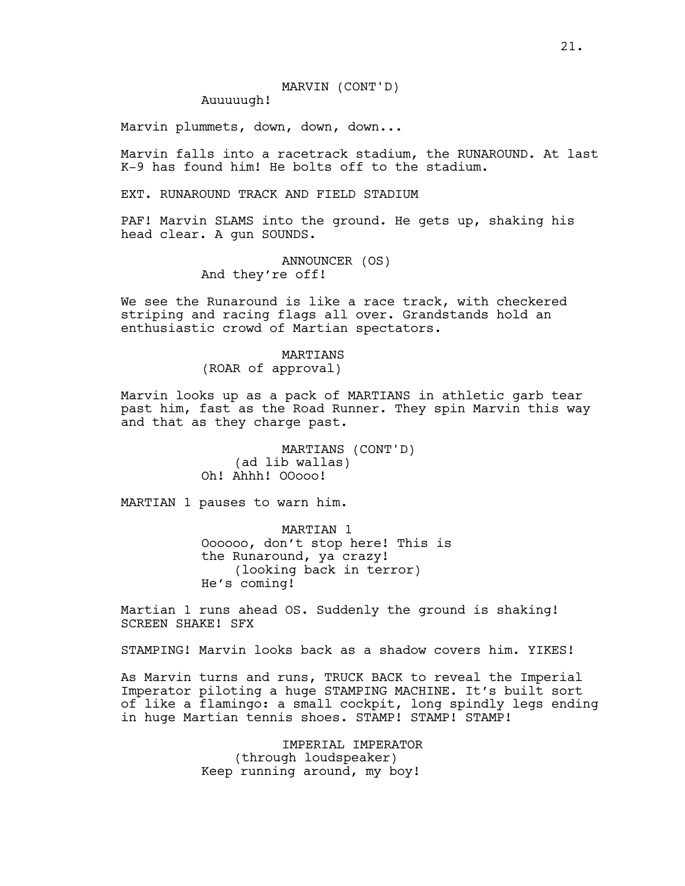MARVIN (CONT'D)
Auuuuugh!

Marvin plummets, down, down, down...

Marvin falls into a racetrack stadium, the RUNAROUND. At last K-9 has found him! He bolts off to the stadium.

EXT. RUNAROUND TRACK AND FIELD STADIUM

PAF! Marvin SLAMS into the ground. He gets up, shaking his head clear. A gun SOUNDS.

ANNOUNCER (OS)
And they're off!

We see the Runaround is like a race track, with checkered striping and racing flags all over. Grandstands hold an enthusiastic crowd of Martian spectators.

MARTIANS
(ROAR of approval)

Marvin looks up as a pack of MARTIANS in athletic garb tear past him, fast as the Road Runner. They spin Marvin this way and that as they charge past.

MARTIANS (CONT'D)
(ad lib wallas)
Oh! Ahhh! OOooo!

MARTIAN 1 pauses to warn him.

MARTIAN 1
Oooooo, don't stop here! This is the Runaround, ya crazy!
(looking back in terror)
He's coming!

Martian 1 runs ahead OS. Suddenly the ground is shaking! SCREEN SHAKE! SFX

STAMPING! Marvin looks back as a shadow covers him. YIKES!

As Marvin turns and runs, TRUCK BACK to reveal the Imperial Imperator piloting a huge STAMPING MACHINE. It's built sort of like a flamingo: a small cockpit, long spindly legs ending in huge Martian tennis shoes. STAMP! STAMP! STAMP!

IMPERIAL IMPERATOR
(through loudspeaker)
Keep running around, my boy!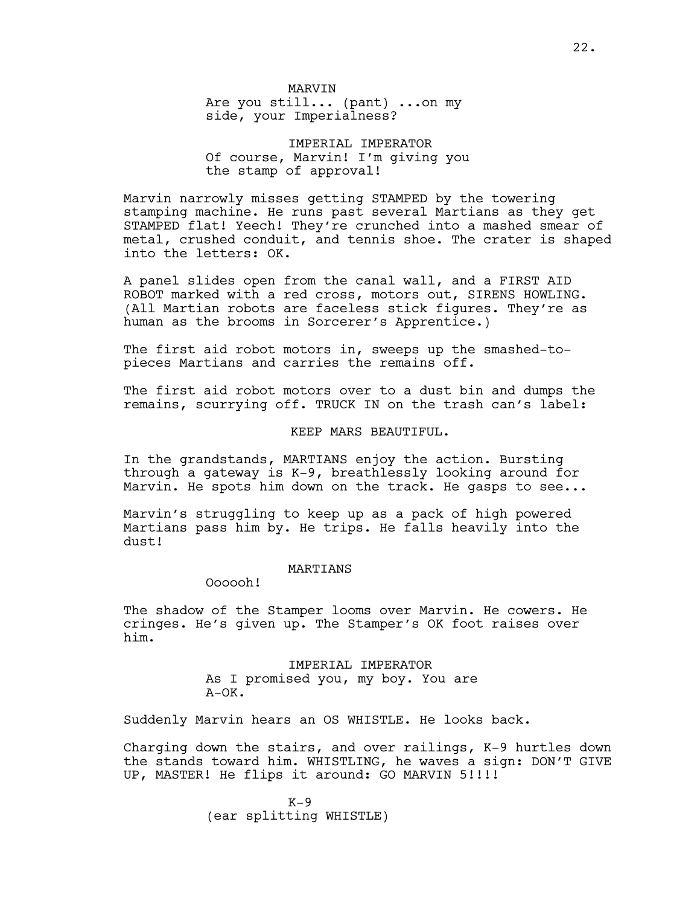MARVIN
Are you still... (pant) ...on my side, your Imperialness?

IMPERIAL IMPERATOR
Of course, Marvin! I'm giving you the stamp of approval!

Marvin narrowly misses getting STAMPED by the towering stamping machine. He runs past several Martians as they get STAMPED flat! Yeech! They're crunched into a mashed smear of metal, crushed conduit, and tennis shoe. The crater is shaped into the letters: OK.

A panel slides open from the canal wall, and a FIRST AID ROBOT marked with a red cross, motors out, SIRENS HOWLING. (All Martian robots are faceless stick figures. They're as human as the brooms in Sorcerer's Apprentice.)

The first aid robot motors in, sweeps up the smashed-to-pieces Martians and carries the remains off.

The first aid robot motors over to a dust bin and dumps the remains, scurrying off. TRUCK IN on the trash can's label:

KEEP MARS BEAUTIFUL.

In the grandstands, MARTIANS enjoy the action. Bursting through a gateway is K-9, breathlessly looking around for Marvin. He spots him down on the track. He gasps to see...

Marvin's struggling to keep up as a pack of high powered Martians pass him by. He trips. He falls heavily into the dust!

MARTIANS
Oooooh!

The shadow of the Stamper looms over Marvin. He cowers. He cringes. He's given up. The Stamper's OK foot raises over him.

IMPERIAL IMPERATOR
As I promised you, my boy. You are A-OK.

Suddenly Marvin hears an OS WHISTLE. He looks back.

Charging down the stairs, and over railings, K-9 hurtles down the stands toward him. WHISTLING, he waves a sign: DON'T GIVE UP, MASTER! He flips it around: GO MARVIN 5!!!!

K-9
(ear splitting WHISTLE)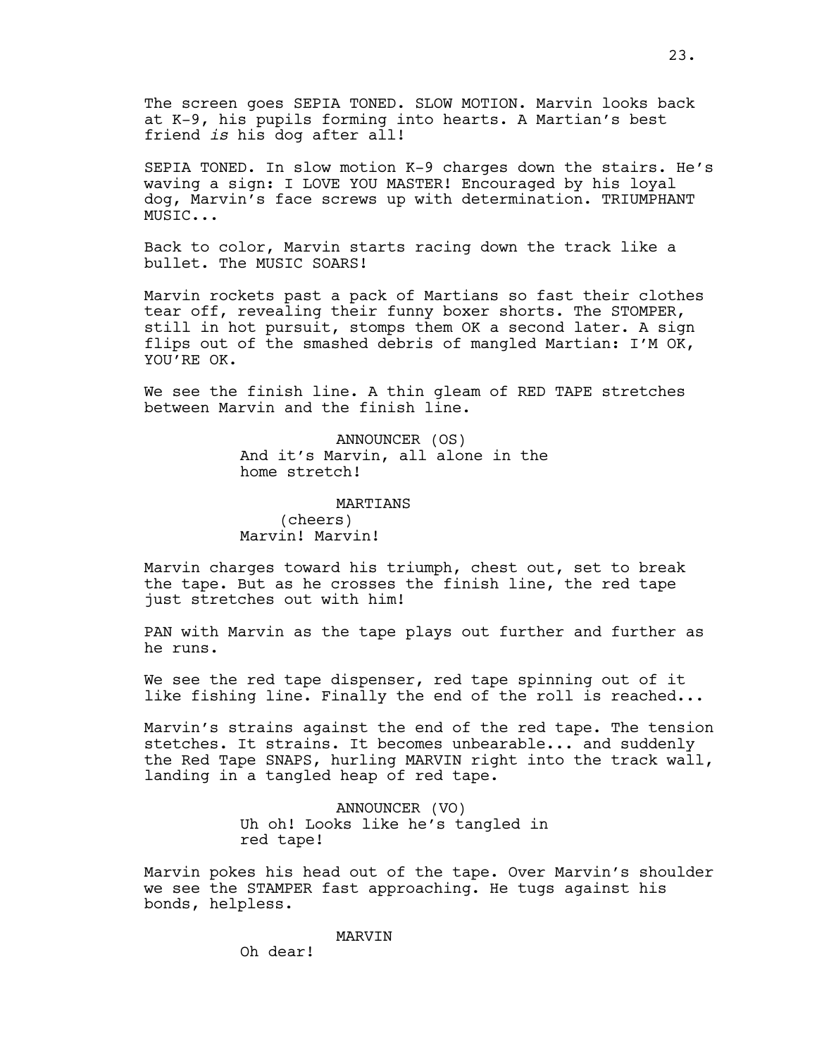The screen goes SEPIA TONED. SLOW MOTION. Marvin looks back at K-9, his pupils forming into hearts. A Martian's best friend *is* his dog after all!

SEPIA TONED. In slow motion K-9 charges down the stairs. He's waving a sign: I LOVE YOU MASTER! Encouraged by his loyal dog, Marvin's face screws up with determination. TRIUMPHANT MUSIC...

Back to color, Marvin starts racing down the track like a bullet. The MUSIC SOARS!

Marvin rockets past a pack of Martians so fast their clothes tear off, revealing their funny boxer shorts. The STOMPER, still in hot pursuit, stomps them OK a second later. A sign flips out of the smashed debris of mangled Martian: I'M OK, YOU'RE OK.

We see the finish line. A thin gleam of RED TAPE stretches between Marvin and the finish line.

ANNOUNCER (OS)
And it's Marvin, all alone in the home stretch!

MARTIANS
(cheers)
Marvin! Marvin!

Marvin charges toward his triumph, chest out, set to break the tape. But as he crosses the finish line, the red tape just stretches out with him!

PAN with Marvin as the tape plays out further and further as he runs.

We see the red tape dispenser, red tape spinning out of it like fishing line. Finally the end of the roll is reached...

Marvin's strains against the end of the red tape. The tension stetches. It strains. It becomes unbearable... and suddenly the Red Tape SNAPS, hurling MARVIN right into the track wall, landing in a tangled heap of red tape.

ANNOUNCER (VO)
Uh oh! Looks like he's tangled in red tape!

Marvin pokes his head out of the tape. Over Marvin's shoulder we see the STAMPER fast approaching. He tugs against his bonds, helpless.

MARVIN
Oh dear!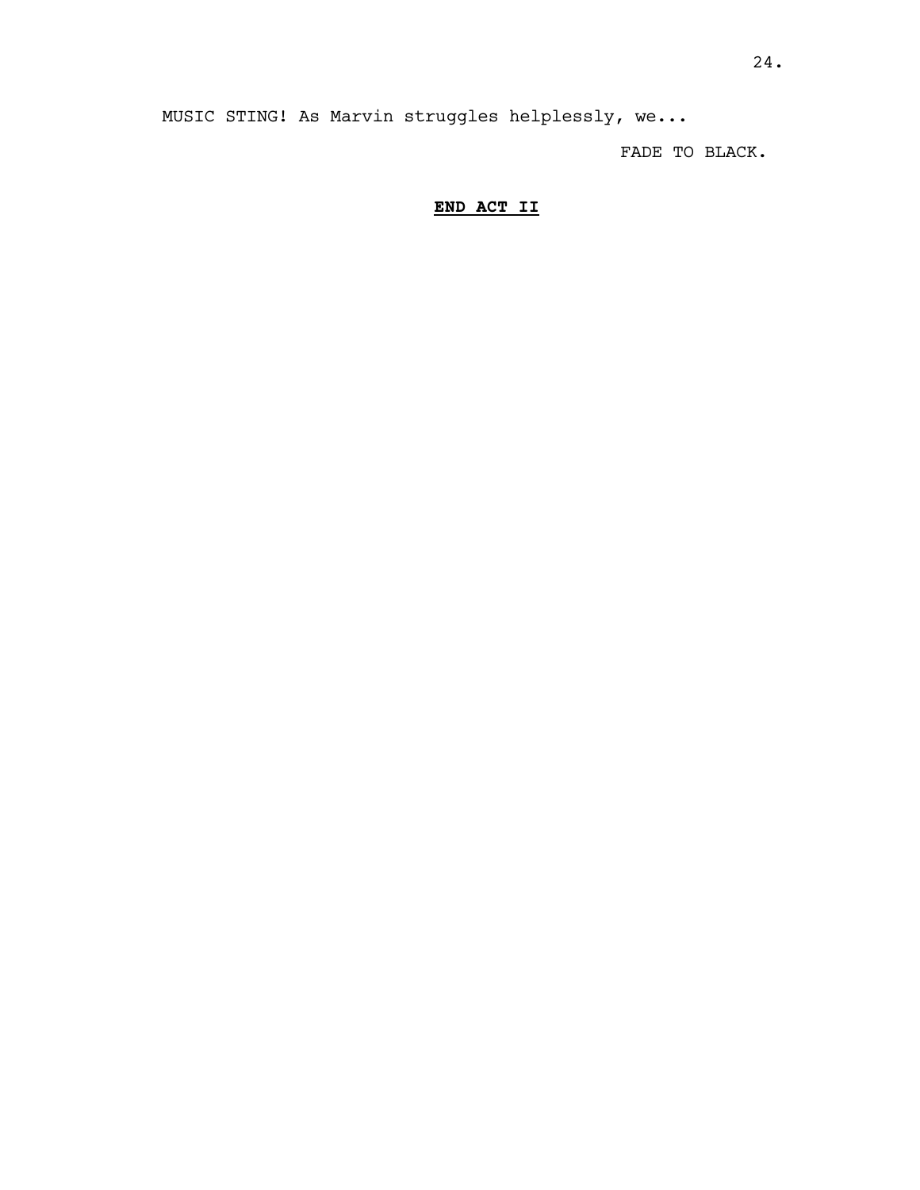MUSIC STING! As Marvin struggles helplessly, we...

FADE TO BLACK.

**END ACT II**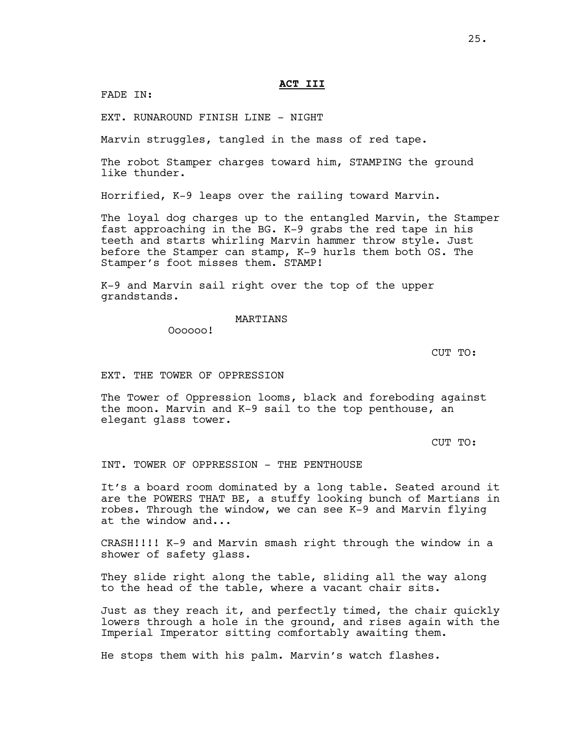**ACT III**

FADE IN:

EXT. RUNAROUND FINISH LINE - NIGHT

Marvin struggles, tangled in the mass of red tape.

The robot Stamper charges toward him, STAMPING the ground like thunder.

Horrified, K-9 leaps over the railing toward Marvin.

The loyal dog charges up to the entangled Marvin, the Stamper fast approaching in the BG. K-9 grabs the red tape in his teeth and starts whirling Marvin hammer throw style. Just before the Stamper can stamp, K-9 hurls them both OS. The Stamper's foot misses them. STAMP!

K-9 and Marvin sail right over the top of the upper grandstands.

MARTIANS

Oooooo!

CUT TO:

EXT. THE TOWER OF OPPRESSION

The Tower of Oppression looms, black and foreboding against the moon. Marvin and K-9 sail to the top penthouse, an elegant glass tower.

CUT TO:

INT. TOWER OF OPPRESSION - THE PENTHOUSE

It's a board room dominated by a long table. Seated around it are the POWERS THAT BE, a stuffy looking bunch of Martians in robes. Through the window, we can see K-9 and Marvin flying at the window and...

CRASH!!!! K-9 and Marvin smash right through the window in a shower of safety glass.

They slide right along the table, sliding all the way along to the head of the table, where a vacant chair sits.

Just as they reach it, and perfectly timed, the chair quickly lowers through a hole in the ground, and rises again with the Imperial Imperator sitting comfortably awaiting them.

He stops them with his palm. Marvin's watch flashes.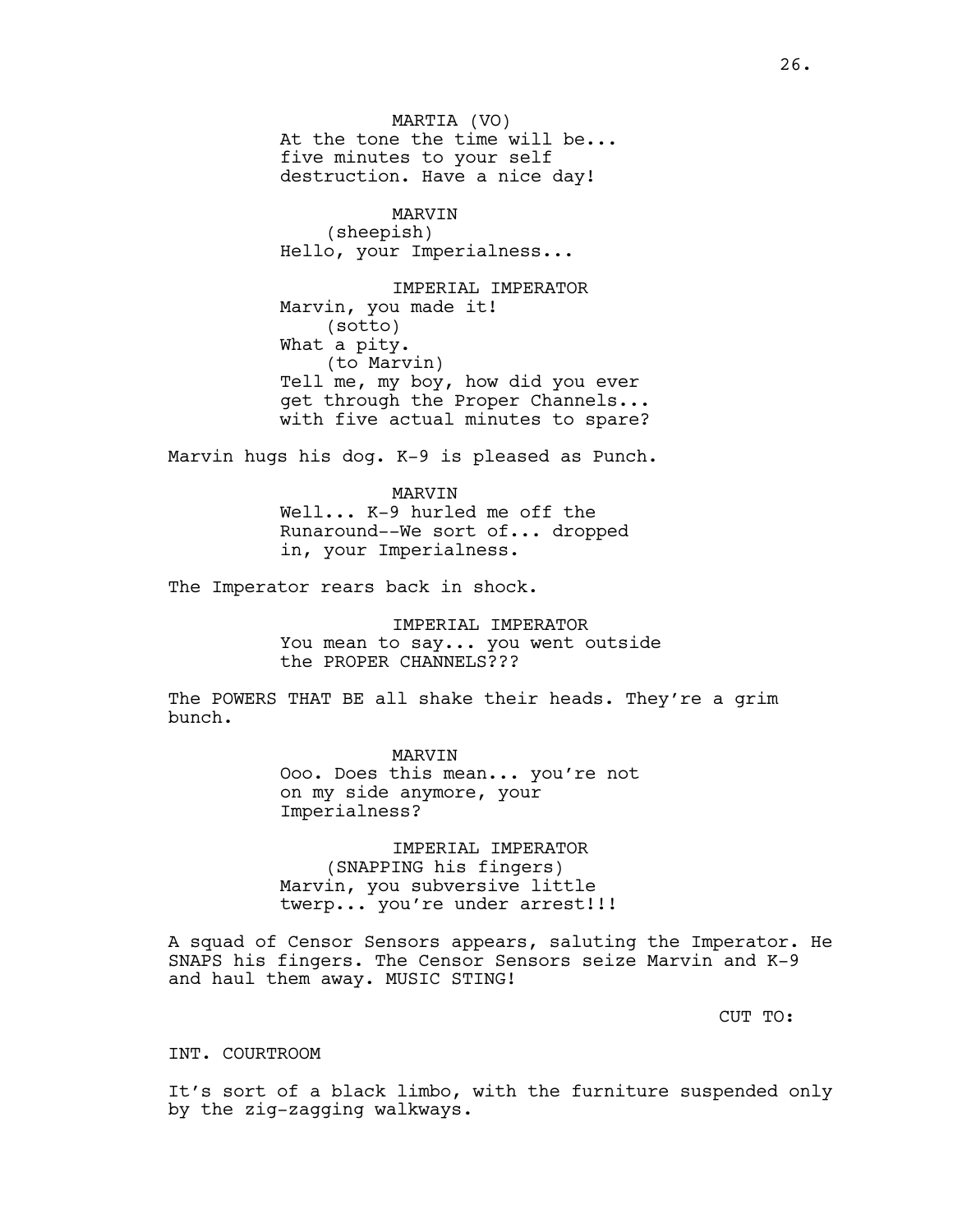MARTIA (VO)
At the tone the time will be... five minutes to your self destruction. Have a nice day!

MARVIN
(sheepish)
Hello, your Imperialness...

IMPERIAL IMPERATOR
Marvin, you made it!
(sotto)
What a pity.
(to Marvin)
Tell me, my boy, how did you ever get through the Proper Channels... with five actual minutes to spare?

Marvin hugs his dog. K-9 is pleased as Punch.

MARVIN
Well... K-9 hurled me off the Runaround--We sort of... dropped in, your Imperialness.

The Imperator rears back in shock.

IMPERIAL IMPERATOR
You mean to say... you went outside the PROPER CHANNELS???

The POWERS THAT BE all shake their heads. They're a grim bunch.

MARVIN
Ooo. Does this mean... you're not on my side anymore, your Imperialness?

IMPERIAL IMPERATOR
(SNAPPING his fingers)
Marvin, you subversive little twerp... you're under arrest!!!

A squad of Censor Sensors appears, saluting the Imperator. He SNAPS his fingers. The Censor Sensors seize Marvin and K-9 and haul them away. MUSIC STING!

CUT TO:

INT. COURTROOM

It's sort of a black limbo, with the furniture suspended only by the zig-zagging walkways.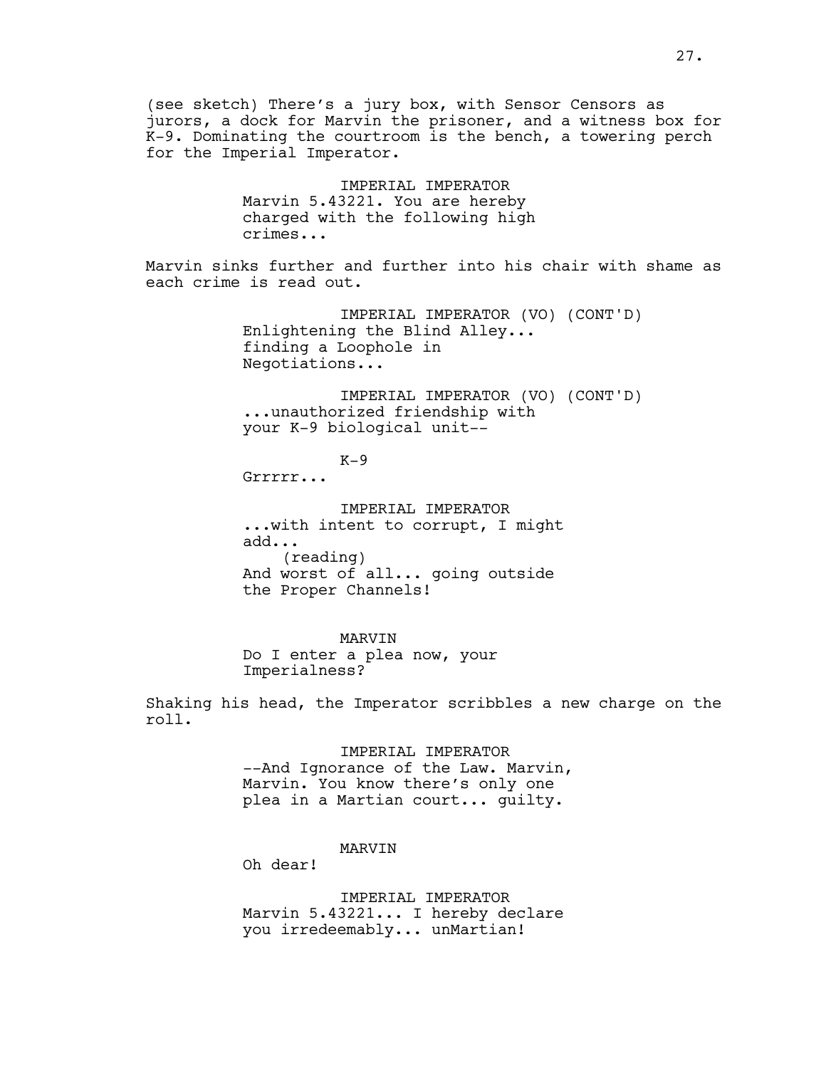(see sketch) There's a jury box, with Sensor Censors as jurors, a dock for Marvin the prisoner, and a witness box for K-9. Dominating the courtroom is the bench, a towering perch for the Imperial Imperator.

IMPERIAL IMPERATOR
Marvin 5.43221. You are hereby charged with the following high crimes...

Marvin sinks further and further into his chair with shame as each crime is read out.

IMPERIAL IMPERATOR (VO) (CONT'D)
Enlightening the Blind Alley... finding a Loophole in Negotiations...

IMPERIAL IMPERATOR (VO) (CONT'D)
...unauthorized friendship with your K-9 biological unit--

K-9
Grrrrr...

IMPERIAL IMPERATOR
...with intent to corrupt, I might add...
(reading)
And worst of all... going outside the Proper Channels!

MARVIN
Do I enter a plea now, your Imperialness?

Shaking his head, the Imperator scribbles a new charge on the roll.

IMPERIAL IMPERATOR
--And Ignorance of the Law. Marvin, Marvin. You know there's only one plea in a Martian court... guilty.

MARVIN
Oh dear!

IMPERIAL IMPERATOR
Marvin 5.43221... I hereby declare you irredeemably... unMartian!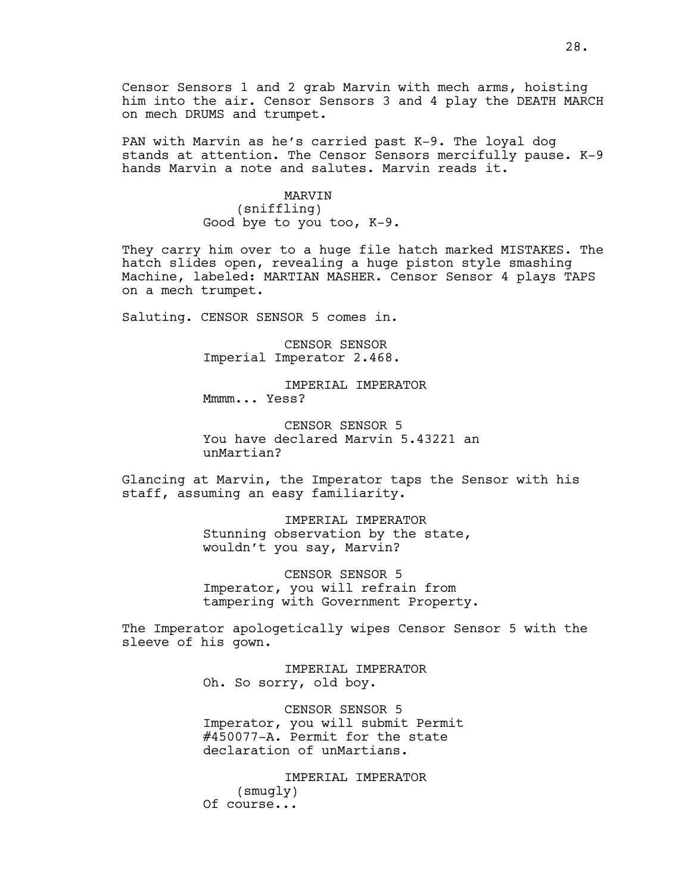Censor Sensors 1 and 2 grab Marvin with mech arms, hoisting him into the air. Censor Sensors 3 and 4 play the DEATH MARCH on mech DRUMS and trumpet.

PAN with Marvin as he's carried past K-9. The loyal dog stands at attention. The Censor Sensors mercifully pause. K-9 hands Marvin a note and salutes. Marvin reads it.

MARVIN
(sniffling)
Good bye to you too, K-9.

They carry him over to a huge file hatch marked MISTAKES. The hatch slides open, revealing a huge piston style smashing Machine, labeled: MARTIAN MASHER. Censor Sensor 4 plays TAPS on a mech trumpet.

Saluting. CENSOR SENSOR 5 comes in.

CENSOR SENSOR
Imperial Imperator 2.468.

IMPERIAL IMPERATOR
Mmmm... Yess?

CENSOR SENSOR 5
You have declared Marvin 5.43221 an unMartian?

Glancing at Marvin, the Imperator taps the Sensor with his staff, assuming an easy familiarity.

IMPERIAL IMPERATOR
Stunning observation by the state, wouldn't you say, Marvin?

CENSOR SENSOR 5
Imperator, you will refrain from tampering with Government Property.

The Imperator apologetically wipes Censor Sensor 5 with the sleeve of his gown.

IMPERIAL IMPERATOR
Oh. So sorry, old boy.

CENSOR SENSOR 5
Imperator, you will submit Permit #450077-A. Permit for the state declaration of unMartians.

IMPERIAL IMPERATOR
(smugly)
Of course...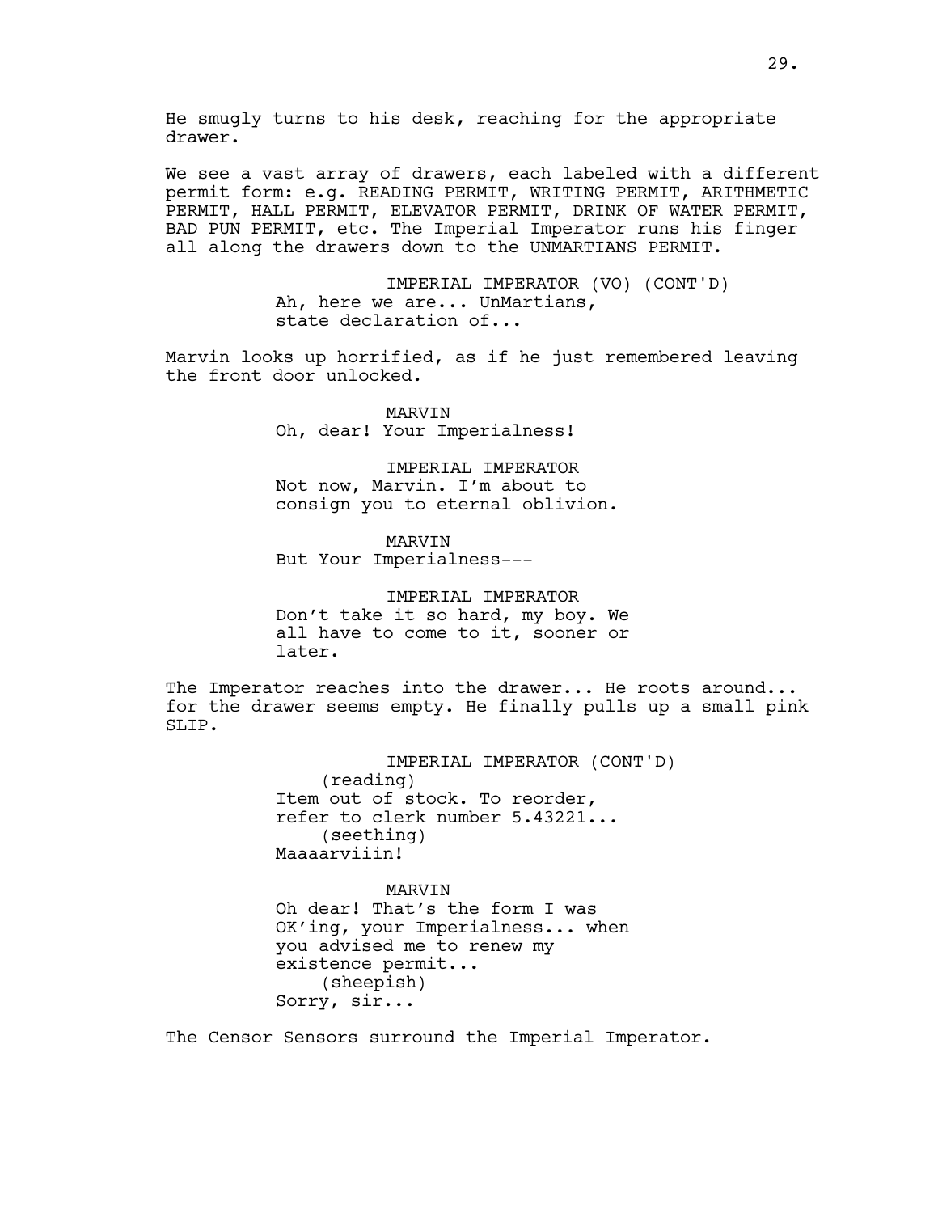He smugly turns to his desk, reaching for the appropriate drawer.

We see a vast array of drawers, each labeled with a different permit form: e.g. READING PERMIT, WRITING PERMIT, ARITHMETIC PERMIT, HALL PERMIT, ELEVATOR PERMIT, DRINK OF WATER PERMIT, BAD PUN PERMIT, etc. The Imperial Imperator runs his finger all along the drawers down to the UNMARTIANS PERMIT.

IMPERIAL IMPERATOR (VO) (CONT'D)
Ah, here we are... UnMartians, state declaration of...

Marvin looks up horrified, as if he just remembered leaving the front door unlocked.

MARVIN
Oh, dear! Your Imperialness!

IMPERIAL IMPERATOR
Not now, Marvin. I'm about to consign you to eternal oblivion.

MARVIN
But Your Imperialness---

IMPERIAL IMPERATOR
Don't take it so hard, my boy. We all have to come to it, sooner or later.

The Imperator reaches into the drawer... He roots around... for the drawer seems empty. He finally pulls up a small pink SLIP.

IMPERIAL IMPERATOR (CONT'D)
(reading)
Item out of stock. To reorder, refer to clerk number 5.43221...
(seething)
Maaaarviiin!

MARVIN
Oh dear! That's the form I was OK'ing, your Imperialness... when you advised me to renew my existence permit...
(sheepish)
Sorry, sir...

The Censor Sensors surround the Imperial Imperator.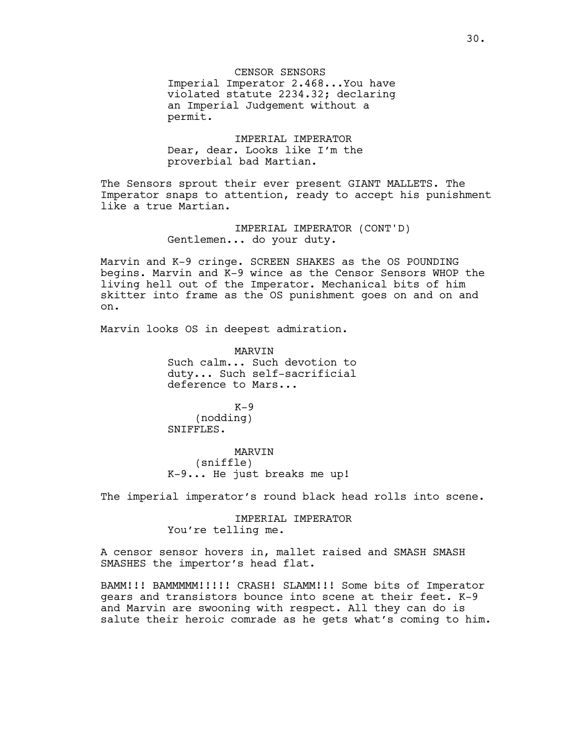CENSOR SENSORS
Imperial Imperator 2.468...You have violated statute 2234.32; declaring an Imperial Judgement without a permit.

IMPERIAL IMPERATOR
Dear, dear. Looks like I'm the proverbial bad Martian.

The Sensors sprout their ever present GIANT MALLETS. The Imperator snaps to attention, ready to accept his punishment like a true Martian.

IMPERIAL IMPERATOR (CONT'D)
Gentlemen... do your duty.

Marvin and K-9 cringe. SCREEN SHAKES as the OS POUNDING begins. Marvin and K-9 wince as the Censor Sensors WHOP the living hell out of the Imperator. Mechanical bits of him skitter into frame as the OS punishment goes on and on and on.

Marvin looks OS in deepest admiration.

MARVIN
Such calm... Such devotion to duty... Such self-sacrificial deference to Mars...

K-9
(nodding)
SNIFFLES.

MARVIN
(sniffle)
K-9... He just breaks me up!

The imperial imperator's round black head rolls into scene.

IMPERIAL IMPERATOR
You're telling me.

A censor sensor hovers in, mallet raised and SMASH SMASH SMASHES the impertor's head flat.

BAMM!!! BAMMMMM!!!!! CRASH! SLAMM!!! Some bits of Imperator gears and transistors bounce into scene at their feet. K-9 and Marvin are swooning with respect. All they can do is salute their heroic comrade as he gets what's coming to him.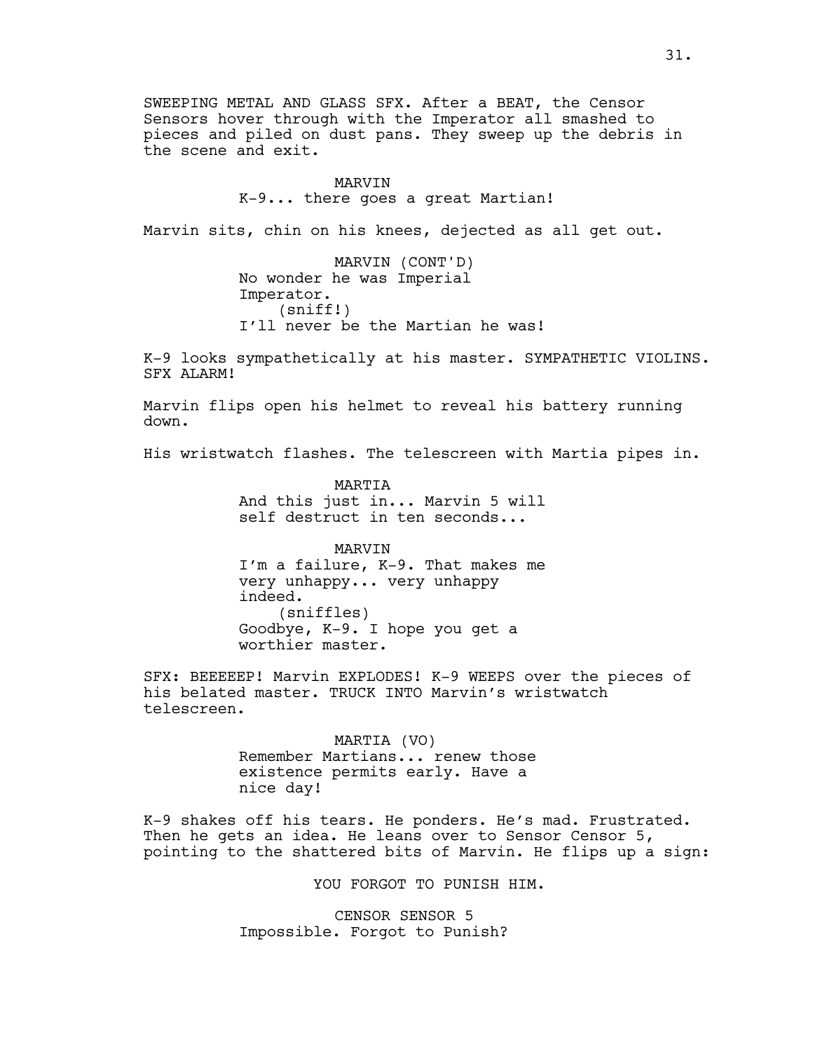SWEEPING METAL AND GLASS SFX. After a BEAT, the Censor Sensors hover through with the Imperator all smashed to pieces and piled on dust pans. They sweep up the debris in the scene and exit.

MARVIN
K-9... there goes a great Martian!

Marvin sits, chin on his knees, dejected as all get out.

MARVIN (CONT'D)
No wonder he was Imperial Imperator.
(sniff!)
I'll never be the Martian he was!

K-9 looks sympathetically at his master. SYMPATHETIC VIOLINS. SFX ALARM!

Marvin flips open his helmet to reveal his battery running down.

His wristwatch flashes. The telescreen with Martia pipes in.

MARTIA
And this just in... Marvin 5 will self destruct in ten seconds...

MARVIN
I'm a failure, K-9. That makes me very unhappy... very unhappy indeed.
(sniffles)
Goodbye, K-9. I hope you get a worthier master.

SFX: BEEEEEP! Marvin EXPLODES! K-9 WEEPS over the pieces of his belated master. TRUCK INTO Marvin's wristwatch telescreen.

MARTIA (VO)
Remember Martians... renew those existence permits early. Have a nice day!

K-9 shakes off his tears. He ponders. He's mad. Frustrated. Then he gets an idea. He leans over to Sensor Censor 5, pointing to the shattered bits of Marvin. He flips up a sign:

YOU FORGOT TO PUNISH HIM.

CENSOR SENSOR 5
Impossible. Forgot to Punish?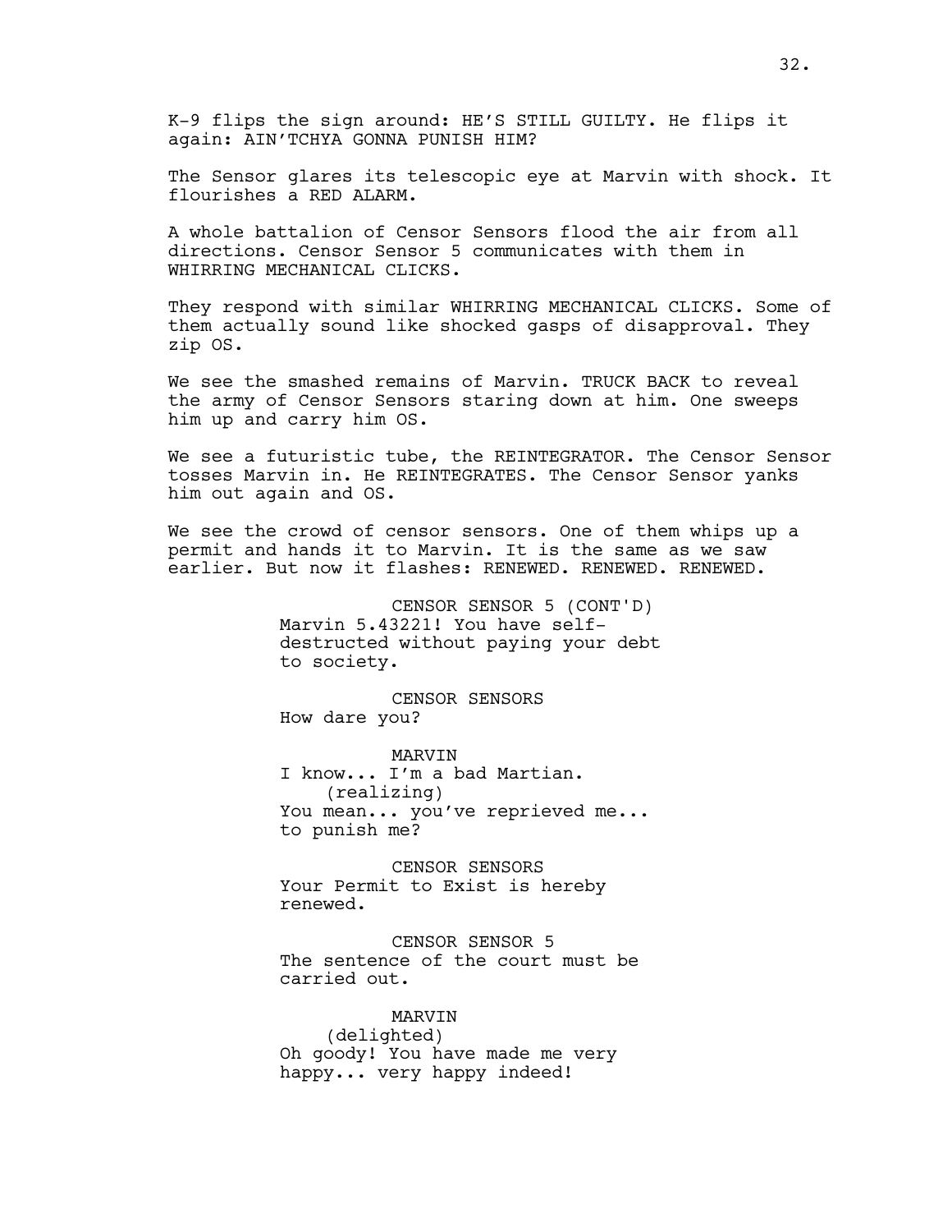K-9 flips the sign around: HE'S STILL GUILTY. He flips it again: AIN'TCHYA GONNA PUNISH HIM?

The Sensor glares its telescopic eye at Marvin with shock. It flourishes a RED ALARM.

A whole battalion of Censor Sensors flood the air from all directions. Censor Sensor 5 communicates with them in WHIRRING MECHANICAL CLICKS.

They respond with similar WHIRRING MECHANICAL CLICKS. Some of them actually sound like shocked gasps of disapproval. They zip OS.

We see the smashed remains of Marvin. TRUCK BACK to reveal the army of Censor Sensors staring down at him. One sweeps him up and carry him OS.

We see a futuristic tube, the REINTEGRATOR. The Censor Sensor tosses Marvin in. He REINTEGRATES. The Censor Sensor yanks him out again and OS.

We see the crowd of censor sensors. One of them whips up a permit and hands it to Marvin. It is the same as we saw earlier. But now it flashes: RENEWED. RENEWED. RENEWED.

CENSOR SENSOR 5 (CONT'D)
Marvin 5.43221! You have self-destructed without paying your debt to society.

CENSOR SENSORS
How dare you?

MARVIN
I know... I'm a bad Martian.
(realizing)
You mean... you've reprieved me... to punish me?

CENSOR SENSORS
Your Permit to Exist is hereby renewed.

CENSOR SENSOR 5
The sentence of the court must be carried out.

MARVIN
(delighted)
Oh goody! You have made me very happy... very happy indeed!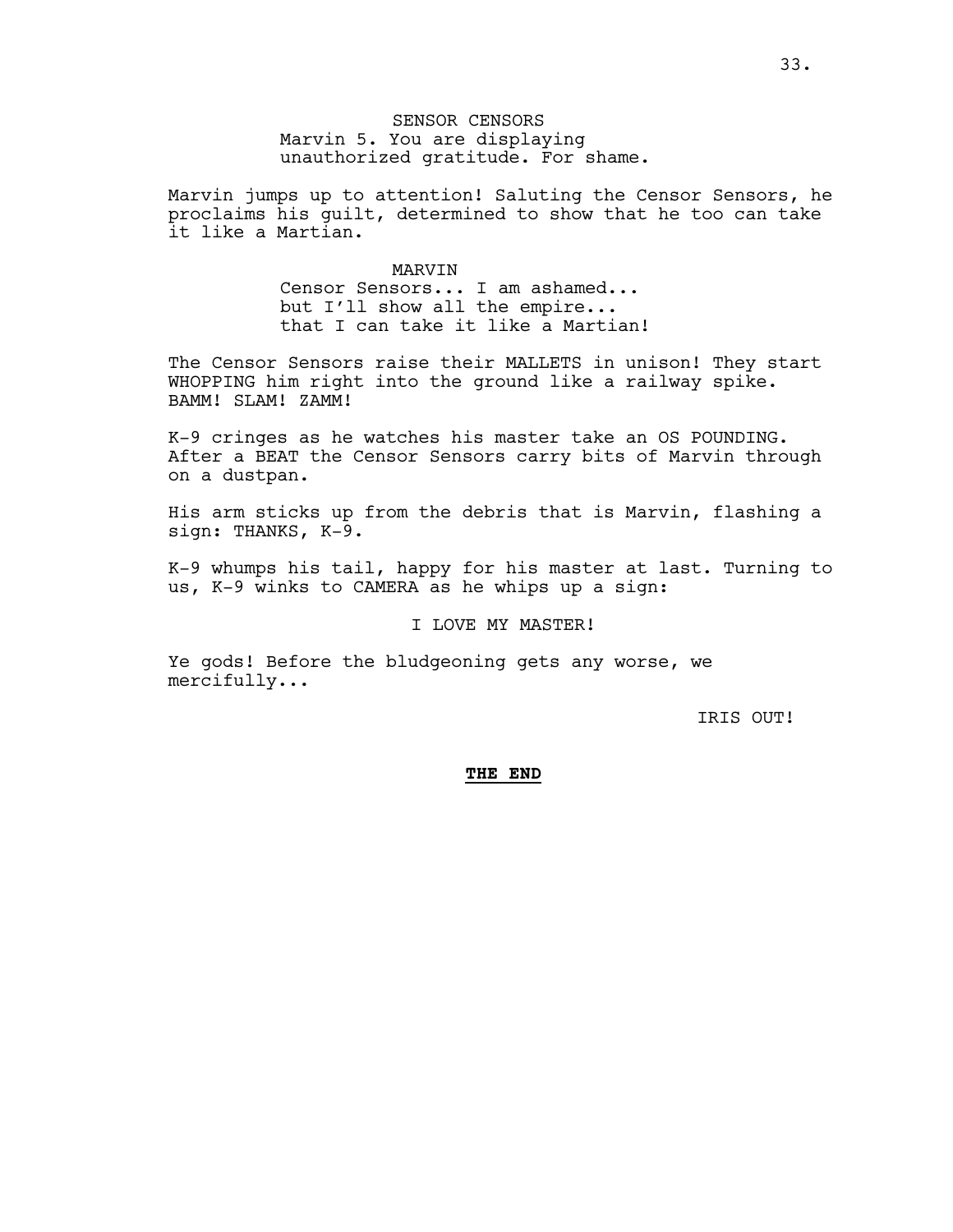SENSOR CENSORS
Marvin 5. You are displaying unauthorized gratitude. For shame.

Marvin jumps up to attention! Saluting the Censor Sensors, he proclaims his guilt, determined to show that he too can take it like a Martian.

MARVIN
Censor Sensors... I am ashamed... but I'll show all the empire... that I can take it like a Martian!

The Censor Sensors raise their MALLETS in unison! They start WHOPPING him right into the ground like a railway spike. BAMM! SLAM! ZAMM!

K-9 cringes as he watches his master take an OS POUNDING. After a BEAT the Censor Sensors carry bits of Marvin through on a dustpan.

His arm sticks up from the debris that is Marvin, flashing a sign: THANKS, K-9.

K-9 whumps his tail, happy for his master at last. Turning to us, K-9 winks to CAMERA as he whips up a sign:

I LOVE MY MASTER!

Ye gods! Before the bludgeoning gets any worse, we mercifully...

IRIS OUT!

**THE END**